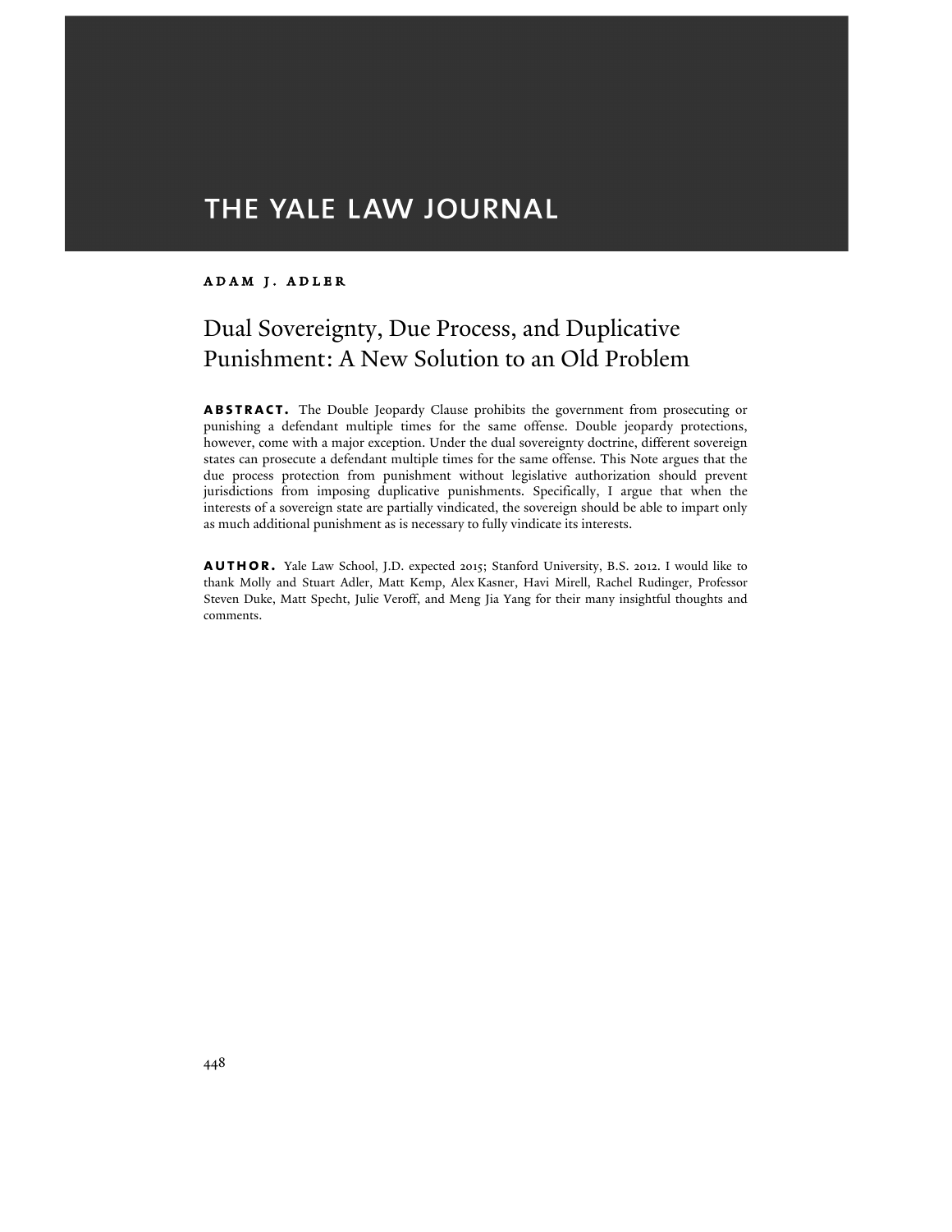THE YALE LAW JOURNAL

ADAM J. ADLER

# Dual Sovereignty, Due Process, and Duplicative Punishment: A New Solution to an Old Problem

**ABSTRACT.** The Double Jeopardy Clause prohibits the government from prosecuting or punishing a defendant multiple times for the same offense. Double jeopardy protections, however, come with a major exception. Under the dual sovereignty doctrine, different sovereign states can prosecute a defendant multiple times for the same offense. This Note argues that the due process protection from punishment without legislative authorization should prevent jurisdictions from imposing duplicative punishments. Specifically, I argue that when the interests of a sovereign state are partially vindicated, the sovereign should be able to impart only as much additional punishment as is necessary to fully vindicate its interests.

**AUTHOR.** Yale Law School, J.D. expected 2015; Stanford University, B.S. 2012. I would like to thank Molly and Stuart Adler, Matt Kemp, Alex Kasner, Havi Mirell, Rachel Rudinger, Professor Steven Duke, Matt Specht, Julie Veroff, and Meng Jia Yang for their many insightful thoughts and comments.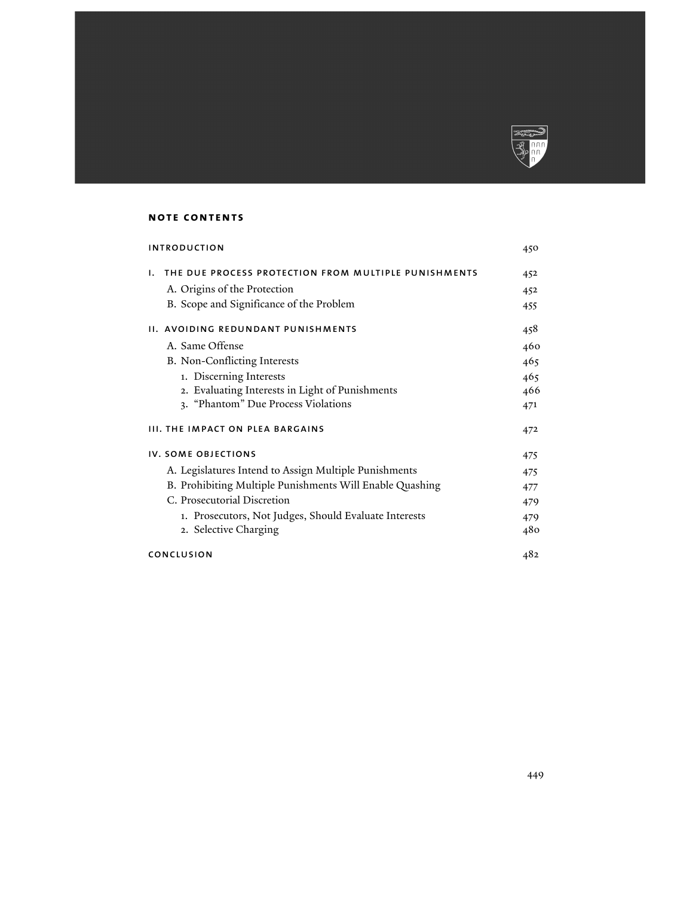## NOTE CONTENTS

| | |
|---|---|
| **INTRODUCTION** | 450 |
| **I. THE DUE PROCESS PROTECTION FROM MULTIPLE PUNISHMENTS** | 452 |
| A. Origins of the Protection | 452 |
| B. Scope and Significance of the Problem | 455 |
| **II. AVOIDING REDUNDANT PUNISHMENTS** | 458 |
| A. Same Offense | 460 |
| B. Non-Conflicting Interests | 465 |
| 1. Discerning Interests | 465 |
| 2. Evaluating Interests in Light of Punishments | 466 |
| 3. "Phantom" Due Process Violations | 471 |
| **III. THE IMPACT ON PLEA BARGAINS** | 472 |
| **IV. SOME OBJECTIONS** | 475 |
| A. Legislatures Intend to Assign Multiple Punishments | 475 |
| B. Prohibiting Multiple Punishments Will Enable Quashing | 477 |
| C. Prosecutorial Discretion | 479 |
| 1. Prosecutors, Not Judges, Should Evaluate Interests | 479 |
| 2. Selective Charging | 480 |
| **CONCLUSION** | 482 |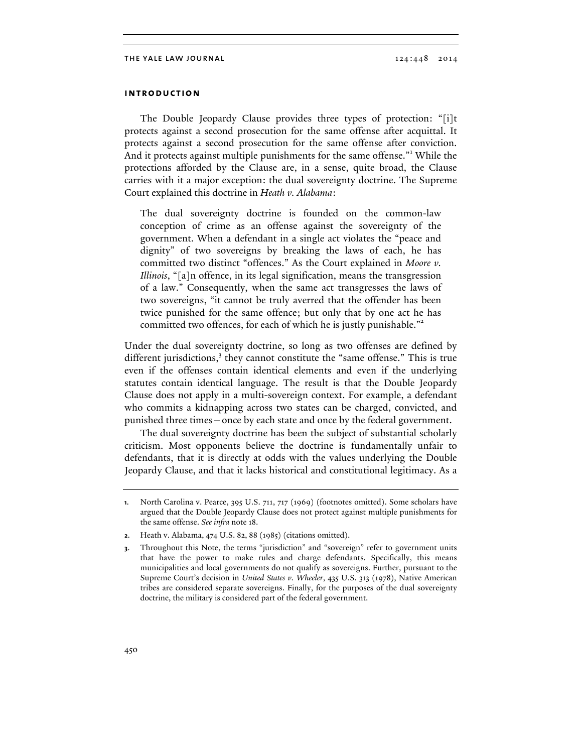## introduction

The Double Jeopardy Clause provides three types of protection: "[i]t protects against a second prosecution for the same offense after acquittal. It protects against a second prosecution for the same offense after conviction. And it protects against multiple punishments for the same offense."[1] While the protections afforded by the Clause are, in a sense, quite broad, the Clause carries with it a major exception: the dual sovereignty doctrine. The Supreme Court explained this doctrine in *Heath v. Alabama*:

> The dual sovereignty doctrine is founded on the common-law conception of crime as an offense against the sovereignty of the government. When a defendant in a single act violates the "peace and dignity" of two sovereigns by breaking the laws of each, he has committed two distinct "offences." As the Court explained in *Moore v. Illinois*, "[a]n offence, in its legal signification, means the transgression of a law." Consequently, when the same act transgresses the laws of two sovereigns, "it cannot be truly averred that the offender has been twice punished for the same offence; but only that by one act he has committed two offences, for each of which he is justly punishable."[2]

Under the dual sovereignty doctrine, so long as two offenses are defined by different jurisdictions,[3] they cannot constitute the "same offense." This is true even if the offenses contain identical elements and even if the underlying statutes contain identical language. The result is that the Double Jeopardy Clause does not apply in a multi-sovereign context. For example, a defendant who commits a kidnapping across two states can be charged, convicted, and punished three times—once by each state and once by the federal government.

The dual sovereignty doctrine has been the subject of substantial scholarly criticism. Most opponents believe the doctrine is fundamentally unfair to defendants, that it is directly at odds with the values underlying the Double Jeopardy Clause, and that it lacks historical and constitutional legitimacy. As a

---

1. North Carolina v. Pearce, 395 U.S. 711, 717 (1969) (footnotes omitted). Some scholars have argued that the Double Jeopardy Clause does not protect against multiple punishments for the same offense. *See infra* note 18.

2. Heath v. Alabama, 474 U.S. 82, 88 (1985) (citations omitted).

3. Throughout this Note, the terms "jurisdiction" and "sovereign" refer to government units that have the power to make rules and charge defendants. Specifically, this means municipalities and local governments do not qualify as sovereigns. Further, pursuant to the Supreme Court's decision in *United States v. Wheeler*, 435 U.S. 313 (1978), Native American tribes are considered separate sovereigns. Finally, for the purposes of the dual sovereignty doctrine, the military is considered part of the federal government.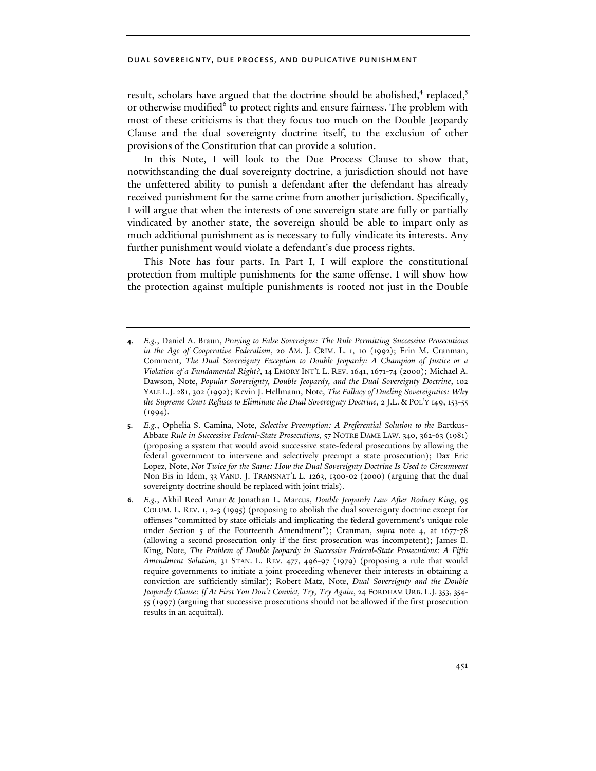result, scholars have argued that the doctrine should be abolished,[4] replaced,[5] or otherwise modified[6] to protect rights and ensure fairness. The problem with most of these criticisms is that they focus too much on the Double Jeopardy Clause and the dual sovereignty doctrine itself, to the exclusion of other provisions of the Constitution that can provide a solution.

In this Note, I will look to the Due Process Clause to show that, notwithstanding the dual sovereignty doctrine, a jurisdiction should not have the unfettered ability to punish a defendant after the defendant has already received punishment for the same crime from another jurisdiction. Specifically, I will argue that when the interests of one sovereign state are fully or partially vindicated by another state, the sovereign should be able to impart only as much additional punishment as is necessary to fully vindicate its interests. Any further punishment would violate a defendant's due process rights.

This Note has four parts. In Part I, I will explore the constitutional protection from multiple punishments for the same offense. I will show how the protection against multiple punishments is rooted not just in the Double

---

4. *E.g.*, Daniel A. Braun, *Praying to False Sovereigns: The Rule Permitting Successive Prosecutions in the Age of Cooperative Federalism*, 20 AM. J. CRIM. L. 1, 10 (1992); Erin M. Cranman, Comment, *The Dual Sovereignty Exception to Double Jeopardy: A Champion of Justice or a Violation of a Fundamental Right?*, 14 EMORY INT'L L. REV. 1641, 1671-74 (2000); Michael A. Dawson, Note, *Popular Sovereignty, Double Jeopardy, and the Dual Sovereignty Doctrine*, 102 YALE L.J. 281, 302 (1992); Kevin J. Hellmann, Note, *The Fallacy of Dueling Sovereignties: Why the Supreme Court Refuses to Eliminate the Dual Sovereignty Doctrine*, 2 J.L. & POL'Y 149, 153-55 (1994).

5. *E.g.*, Ophelia S. Camina, Note, *Selective Preemption: A Preferential Solution to the* Bartkus-Abbate *Rule in Successive Federal-State Prosecutions*, 57 NOTRE DAME LAW. 340, 362-63 (1981) (proposing a system that would avoid successive state-federal prosecutions by allowing the federal government to intervene and selectively preempt a state prosecution); Dax Eric Lopez, Note, *Not Twice for the Same: How the Dual Sovereignty Doctrine Is Used to Circumvent* Non Bis in Idem, 33 VAND. J. TRANSNAT'L L. 1263, 1300-02 (2000) (arguing that the dual sovereignty doctrine should be replaced with joint trials).

6. *E.g.*, Akhil Reed Amar & Jonathan L. Marcus, *Double Jeopardy Law After Rodney King*, 95 COLUM. L. REV. 1, 2-3 (1995) (proposing to abolish the dual sovereignty doctrine except for offenses "committed by state officials and implicating the federal government's unique role under Section 5 of the Fourteenth Amendment"); Cranman, *supra* note 4, at 1677-78 (allowing a second prosecution only if the first prosecution was incompetent); James E. King, Note, *The Problem of Double Jeopardy in Successive Federal-State Prosecutions: A Fifth Amendment Solution*, 31 STAN. L. REV. 477, 496-97 (1979) (proposing a rule that would require governments to initiate a joint proceeding whenever their interests in obtaining a conviction are sufficiently similar); Robert Matz, Note, *Dual Sovereignty and the Double Jeopardy Clause: If At First You Don't Convict, Try, Try Again*, 24 FORDHAM URB. L.J. 353, 354-55 (1997) (arguing that successive prosecutions should not be allowed if the first prosecution results in an acquittal).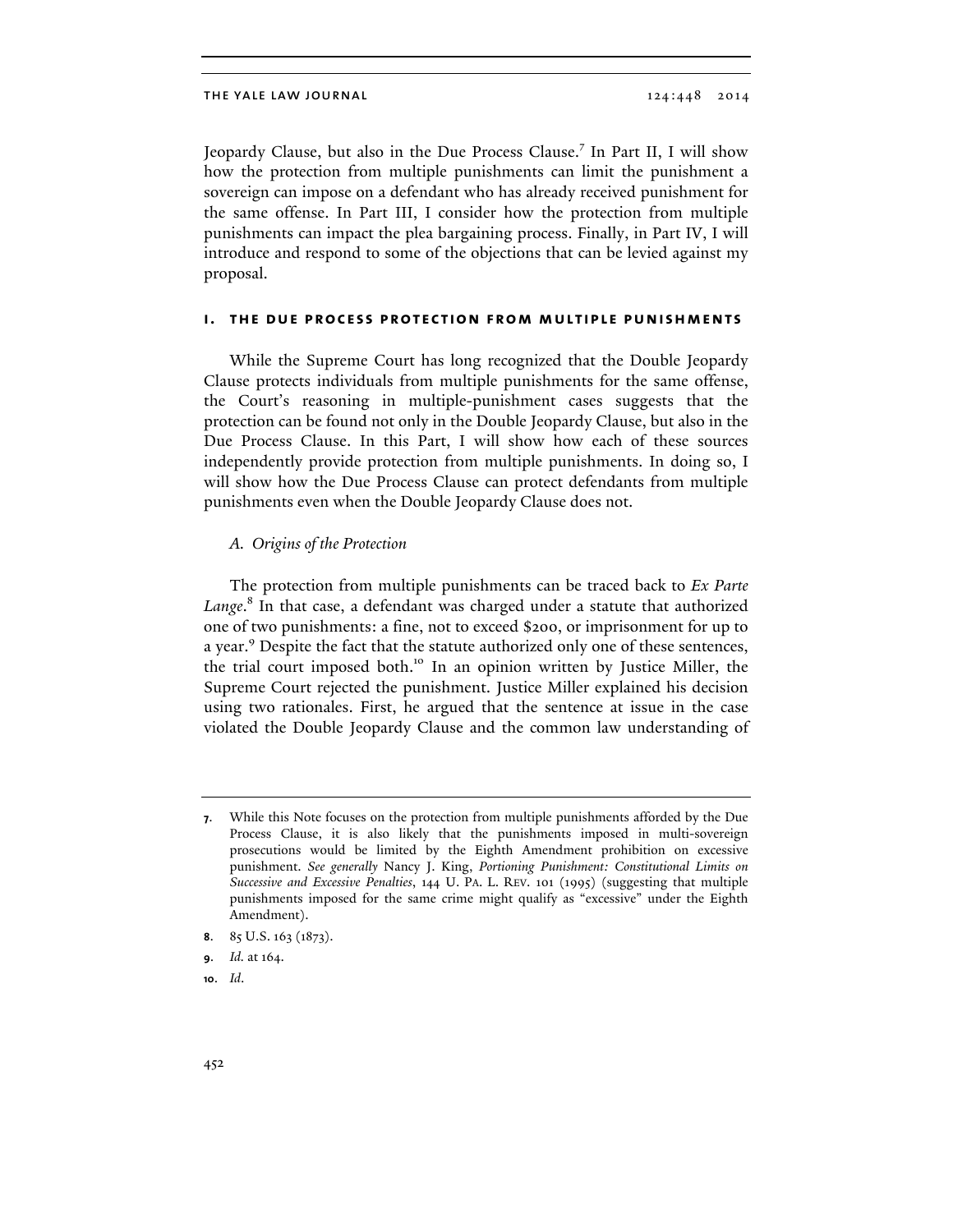Jeopardy Clause, but also in the Due Process Clause.[7] In Part II, I will show how the protection from multiple punishments can limit the punishment a sovereign can impose on a defendant who has already received punishment for the same offense. In Part III, I consider how the protection from multiple punishments can impact the plea bargaining process. Finally, in Part IV, I will introduce and respond to some of the objections that can be levied against my proposal.

## I. THE DUE PROCESS PROTECTION FROM MULTIPLE PUNISHMENTS

While the Supreme Court has long recognized that the Double Jeopardy Clause protects individuals from multiple punishments for the same offense, the Court's reasoning in multiple-punishment cases suggests that the protection can be found not only in the Double Jeopardy Clause, but also in the Due Process Clause. In this Part, I will show how each of these sources independently provide protection from multiple punishments. In doing so, I will show how the Due Process Clause can protect defendants from multiple punishments even when the Double Jeopardy Clause does not.

### *A. Origins of the Protection*

The protection from multiple punishments can be traced back to *Ex Parte Lange*.[8] In that case, a defendant was charged under a statute that authorized one of two punishments: a fine, not to exceed $200, or imprisonment for up to a year.[9] Despite the fact that the statute authorized only one of these sentences, the trial court imposed both.[10] In an opinion written by Justice Miller, the Supreme Court rejected the punishment. Justice Miller explained his decision using two rationales. First, he argued that the sentence at issue in the case violated the Double Jeopardy Clause and the common law understanding of

---

7. While this Note focuses on the protection from multiple punishments afforded by the Due Process Clause, it is also likely that the punishments imposed in multi-sovereign prosecutions would be limited by the Eighth Amendment prohibition on excessive punishment. *See generally* Nancy J. King, *Portioning Punishment: Constitutional Limits on Successive and Excessive Penalties*, 144 U. PA. L. REV. 101 (1995) (suggesting that multiple punishments imposed for the same crime might qualify as "excessive" under the Eighth Amendment).

8. 85 U.S. 163 (1873).

9. *Id.* at 164.

10. *Id.*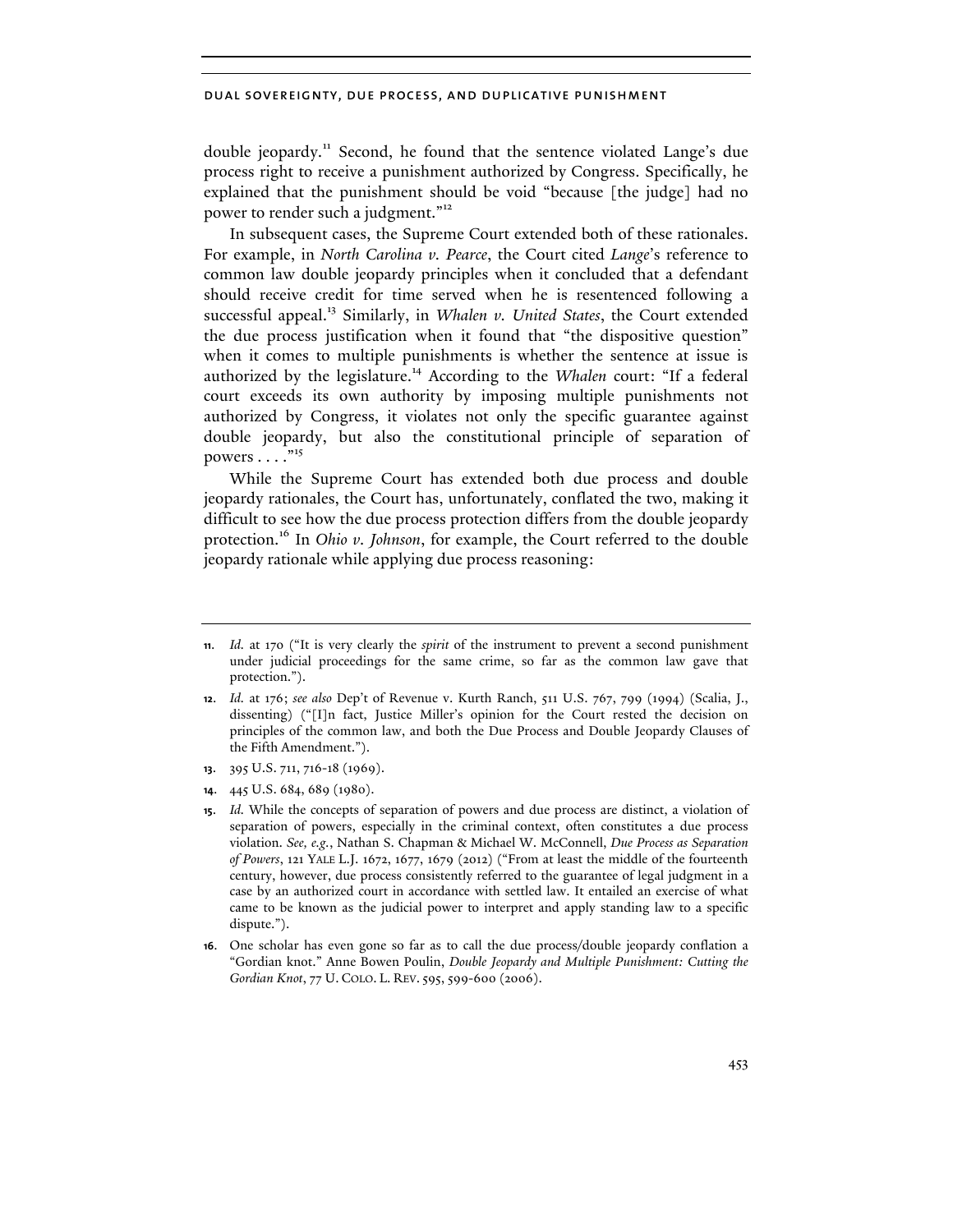double jeopardy.[11] Second, he found that the sentence violated Lange's due process right to receive a punishment authorized by Congress. Specifically, he explained that the punishment should be void "because [the judge] had no power to render such a judgment."[12]

In subsequent cases, the Supreme Court extended both of these rationales. For example, in *North Carolina v. Pearce*, the Court cited *Lange*'s reference to common law double jeopardy principles when it concluded that a defendant should receive credit for time served when he is resentenced following a successful appeal.[13] Similarly, in *Whalen v. United States*, the Court extended the due process justification when it found that "the dispositive question" when it comes to multiple punishments is whether the sentence at issue is authorized by the legislature.[14] According to the *Whalen* court: "If a federal court exceeds its own authority by imposing multiple punishments not authorized by Congress, it violates not only the specific guarantee against double jeopardy, but also the constitutional principle of separation of powers . . . ."[15]

While the Supreme Court has extended both due process and double jeopardy rationales, the Court has, unfortunately, conflated the two, making it difficult to see how the due process protection differs from the double jeopardy protection.[16] In *Ohio v. Johnson*, for example, the Court referred to the double jeopardy rationale while applying due process reasoning:

---

11. *Id.* at 170 ("It is very clearly the *spirit* of the instrument to prevent a second punishment under judicial proceedings for the same crime, so far as the common law gave that protection.").

12. *Id.* at 176; *see also* Dep't of Revenue v. Kurth Ranch, 511 U.S. 767, 799 (1994) (Scalia, J., dissenting) ("[I]n fact, Justice Miller's opinion for the Court rested the decision on principles of the common law, and both the Due Process and Double Jeopardy Clauses of the Fifth Amendment.").

13. 395 U.S. 711, 716-18 (1969).

14. 445 U.S. 684, 689 (1980).

15. *Id.* While the concepts of separation of powers and due process are distinct, a violation of separation of powers, especially in the criminal context, often constitutes a due process violation. *See, e.g.*, Nathan S. Chapman & Michael W. McConnell, *Due Process as Separation of Powers*, 121 YALE L.J. 1672, 1677, 1679 (2012) ("From at least the middle of the fourteenth century, however, due process consistently referred to the guarantee of legal judgment in a case by an authorized court in accordance with settled law. It entailed an exercise of what came to be known as the judicial power to interpret and apply standing law to a specific dispute.").

16. One scholar has even gone so far as to call the due process/double jeopardy conflation a "Gordian knot." Anne Bowen Poulin, *Double Jeopardy and Multiple Punishment: Cutting the Gordian Knot*, 77 U. COLO. L. REV. 595, 599-600 (2006).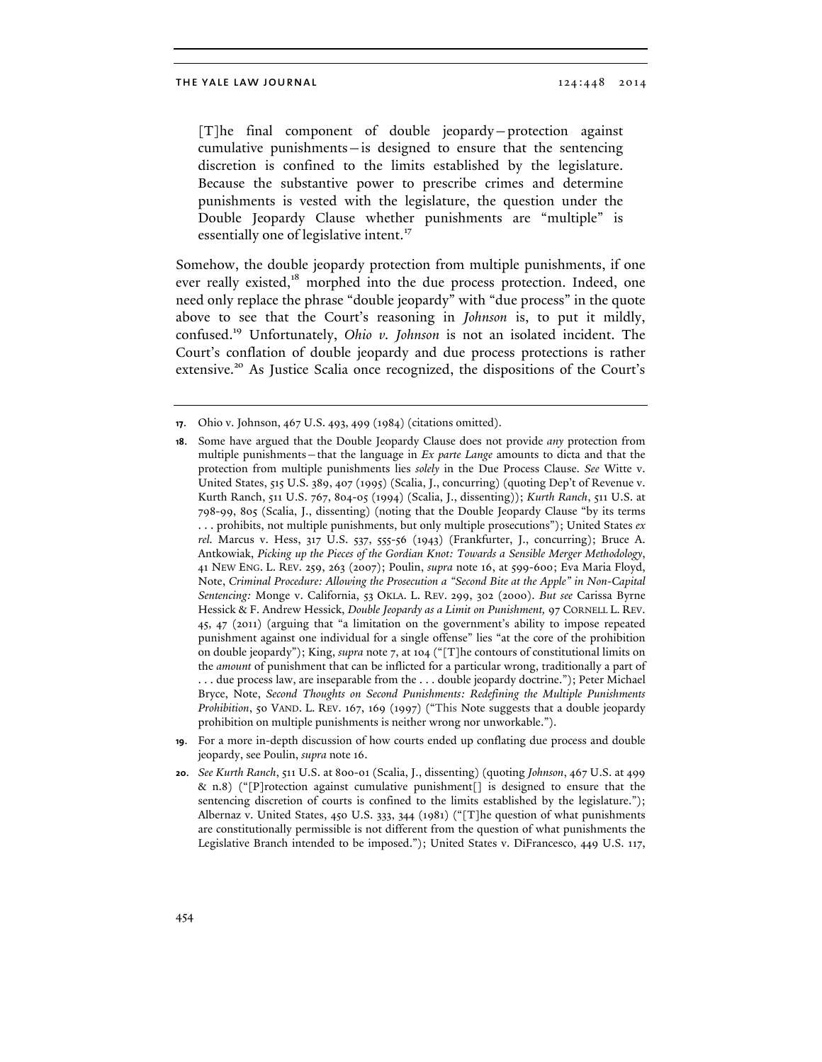> [T]he final component of double jeopardy—protection against cumulative punishments—is designed to ensure that the sentencing discretion is confined to the limits established by the legislature. Because the substantive power to prescribe crimes and determine punishments is vested with the legislature, the question under the Double Jeopardy Clause whether punishments are "multiple" is essentially one of legislative intent.[17]

Somehow, the double jeopardy protection from multiple punishments, if one ever really existed,[18] morphed into the due process protection. Indeed, one need only replace the phrase "double jeopardy" with "due process" in the quote above to see that the Court's reasoning in *Johnson* is, to put it mildly, confused.[19] Unfortunately, *Ohio v. Johnson* is not an isolated incident. The Court's conflation of double jeopardy and due process protections is rather extensive.[20] As Justice Scalia once recognized, the dispositions of the Court's

---

**17.** Ohio v. Johnson, 467 U.S. 493, 499 (1984) (citations omitted).

**18.** Some have argued that the Double Jeopardy Clause does not provide *any* protection from multiple punishments—that the language in *Ex parte Lange* amounts to dicta and that the protection from multiple punishments lies *solely* in the Due Process Clause. *See* Witte v. United States, 515 U.S. 389, 407 (1995) (Scalia, J., concurring) (quoting Dep't of Revenue v. Kurth Ranch, 511 U.S. 767, 804-05 (1994) (Scalia, J., dissenting)); *Kurth Ranch*, 511 U.S. at 798-99, 805 (Scalia, J., dissenting) (noting that the Double Jeopardy Clause "by its terms . . . prohibits, not multiple punishments, but only multiple prosecutions"); United States *ex rel.* Marcus v. Hess, 317 U.S. 537, 555-56 (1943) (Frankfurter, J., concurring); Bruce A. Antkowiak, *Picking up the Pieces of the Gordian Knot: Towards a Sensible Merger Methodology*, 41 NEW ENG. L. REV. 259, 263 (2007); Poulin, *supra* note 16, at 599-600; Eva Maria Floyd, Note, *Criminal Procedure: Allowing the Prosecution a "Second Bite at the Apple" in Non-Capital Sentencing:* Monge v. California, 53 OKLA. L. REV. 299, 302 (2000). *But see* Carissa Byrne Hessick & F. Andrew Hessick, *Double Jeopardy as a Limit on Punishment,* 97 CORNELL L. REV. 45, 47 (2011) (arguing that "a limitation on the government's ability to impose repeated punishment against one individual for a single offense" lies "at the core of the prohibition on double jeopardy"); King, *supra* note 7, at 104 ("[T]he contours of constitutional limits on the *amount* of punishment that can be inflicted for a particular wrong, traditionally a part of . . . due process law, are inseparable from the . . . double jeopardy doctrine."); Peter Michael Bryce, Note, *Second Thoughts on Second Punishments: Redefining the Multiple Punishments Prohibition*, 50 VAND. L. REV. 167, 169 (1997) ("This Note suggests that a double jeopardy prohibition on multiple punishments is neither wrong nor unworkable.").

**19.** For a more in-depth discussion of how courts ended up conflating due process and double jeopardy, see Poulin, *supra* note 16.

**20.** *See Kurth Ranch*, 511 U.S. at 800-01 (Scalia, J., dissenting) (quoting *Johnson*, 467 U.S. at 499 & n.8) ("[P]rotection against cumulative punishment[] is designed to ensure that the sentencing discretion of courts is confined to the limits established by the legislature."); Albernaz v. United States, 450 U.S. 333, 344 (1981) ("[T]he question of what punishments are constitutionally permissible is not different from the question of what punishments the Legislative Branch intended to be imposed."); United States v. DiFrancesco, 449 U.S. 117,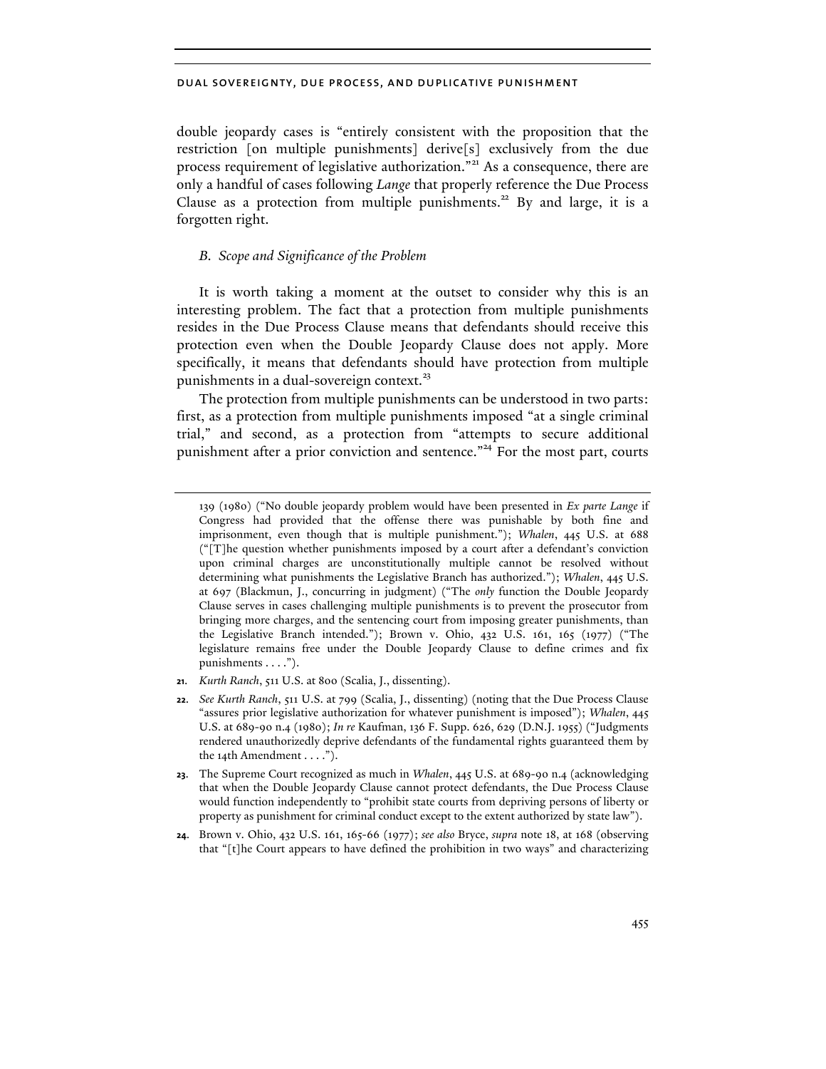double jeopardy cases is "entirely consistent with the proposition that the restriction [on multiple punishments] derive[s] exclusively from the due process requirement of legislative authorization."[21] As a consequence, there are only a handful of cases following *Lange* that properly reference the Due Process Clause as a protection from multiple punishments.[22] By and large, it is a forgotten right.

### *B. Scope and Significance of the Problem*

It is worth taking a moment at the outset to consider why this is an interesting problem. The fact that a protection from multiple punishments resides in the Due Process Clause means that defendants should receive this protection even when the Double Jeopardy Clause does not apply. More specifically, it means that defendants should have protection from multiple punishments in a dual-sovereign context.[23]

The protection from multiple punishments can be understood in two parts: first, as a protection from multiple punishments imposed "at a single criminal trial," and second, as a protection from "attempts to secure additional punishment after a prior conviction and sentence."[24] For the most part, courts

---

139 (1980) ("No double jeopardy problem would have been presented in *Ex parte Lange* if Congress had provided that the offense there was punishable by both fine and imprisonment, even though that is multiple punishment."); *Whalen*, 445 U.S. at 688 ("[T]he question whether punishments imposed by a court after a defendant's conviction upon criminal charges are unconstitutionally multiple cannot be resolved without determining what punishments the Legislative Branch has authorized."); *Whalen*, 445 U.S. at 697 (Blackmun, J., concurring in judgment) ("The *only* function the Double Jeopardy Clause serves in cases challenging multiple punishments is to prevent the prosecutor from bringing more charges, and the sentencing court from imposing greater punishments, than the Legislative Branch intended."); Brown v. Ohio, 432 U.S. 161, 165 (1977) ("The legislature remains free under the Double Jeopardy Clause to define crimes and fix punishments . . . .").

**21.** *Kurth Ranch*, 511 U.S. at 800 (Scalia, J., dissenting).

**22.** *See Kurth Ranch*, 511 U.S. at 799 (Scalia, J., dissenting) (noting that the Due Process Clause "assures prior legislative authorization for whatever punishment is imposed"); *Whalen*, 445 U.S. at 689-90 n.4 (1980); *In re* Kaufman, 136 F. Supp. 626, 629 (D.N.J. 1955) ("Judgments rendered unauthorizedly deprive defendants of the fundamental rights guaranteed them by the 14th Amendment . . . .").

**23.** The Supreme Court recognized as much in *Whalen*, 445 U.S. at 689-90 n.4 (acknowledging that when the Double Jeopardy Clause cannot protect defendants, the Due Process Clause would function independently to "prohibit state courts from depriving persons of liberty or property as punishment for criminal conduct except to the extent authorized by state law").

**24.** Brown v. Ohio, 432 U.S. 161, 165-66 (1977); *see also* Bryce, *supra* note 18, at 168 (observing that "[t]he Court appears to have defined the prohibition in two ways" and characterizing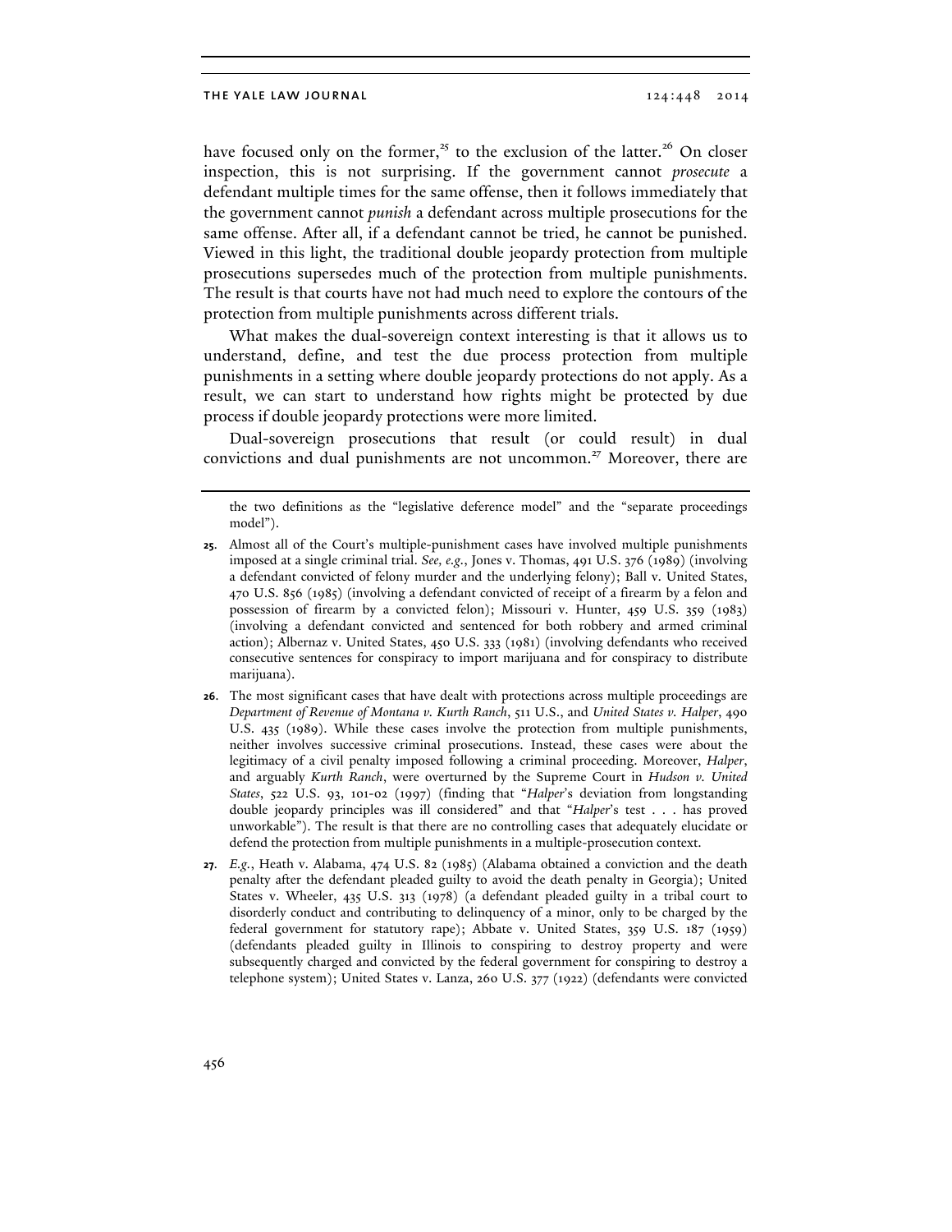have focused only on the former,[25] to the exclusion of the latter.[26] On closer inspection, this is not surprising. If the government cannot *prosecute* a defendant multiple times for the same offense, then it follows immediately that the government cannot *punish* a defendant across multiple prosecutions for the same offense. After all, if a defendant cannot be tried, he cannot be punished. Viewed in this light, the traditional double jeopardy protection from multiple prosecutions supersedes much of the protection from multiple punishments. The result is that courts have not had much need to explore the contours of the protection from multiple punishments across different trials.

What makes the dual-sovereign context interesting is that it allows us to understand, define, and test the due process protection from multiple punishments in a setting where double jeopardy protections do not apply. As a result, we can start to understand how rights might be protected by due process if double jeopardy protections were more limited.

Dual-sovereign prosecutions that result (or could result) in dual convictions and dual punishments are not uncommon.[27] Moreover, there are

---

the two definitions as the "legislative deference model" and the "separate proceedings model").

25. Almost all of the Court's multiple-punishment cases have involved multiple punishments imposed at a single criminal trial. *See, e.g.*, Jones v. Thomas, 491 U.S. 376 (1989) (involving a defendant convicted of felony murder and the underlying felony); Ball v. United States, 470 U.S. 856 (1985) (involving a defendant convicted of receipt of a firearm by a felon and possession of firearm by a convicted felon); Missouri v. Hunter, 459 U.S. 359 (1983) (involving a defendant convicted and sentenced for both robbery and armed criminal action); Albernaz v. United States, 450 U.S. 333 (1981) (involving defendants who received consecutive sentences for conspiracy to import marijuana and for conspiracy to distribute marijuana).

26. The most significant cases that have dealt with protections across multiple proceedings are *Department of Revenue of Montana v. Kurth Ranch*, 511 U.S., and *United States v. Halper*, 490 U.S. 435 (1989). While these cases involve the protection from multiple punishments, neither involves successive criminal prosecutions. Instead, these cases were about the legitimacy of a civil penalty imposed following a criminal proceeding. Moreover, *Halper*, and arguably *Kurth Ranch*, were overturned by the Supreme Court in *Hudson v. United States*, 522 U.S. 93, 101-02 (1997) (finding that "*Halper*'s deviation from longstanding double jeopardy principles was ill considered" and that "*Halper*'s test . . . has proved unworkable"). The result is that there are no controlling cases that adequately elucidate or defend the protection from multiple punishments in a multiple-prosecution context.

27. *E.g.*, Heath v. Alabama, 474 U.S. 82 (1985) (Alabama obtained a conviction and the death penalty after the defendant pleaded guilty to avoid the death penalty in Georgia); United States v. Wheeler, 435 U.S. 313 (1978) (a defendant pleaded guilty in a tribal court to disorderly conduct and contributing to delinquency of a minor, only to be charged by the federal government for statutory rape); Abbate v. United States, 359 U.S. 187 (1959) (defendants pleaded guilty in Illinois to conspiring to destroy property and were subsequently charged and convicted by the federal government for conspiring to destroy a telephone system); United States v. Lanza, 260 U.S. 377 (1922) (defendants were convicted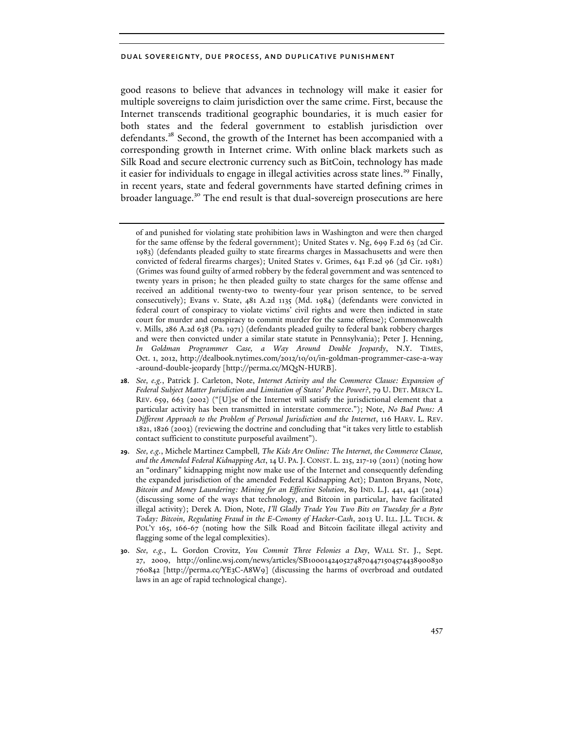good reasons to believe that advances in technology will make it easier for multiple sovereigns to claim jurisdiction over the same crime. First, because the Internet transcends traditional geographic boundaries, it is much easier for both states and the federal government to establish jurisdiction over defendants.[28] Second, the growth of the Internet has been accompanied with a corresponding growth in Internet crime. With online black markets such as Silk Road and secure electronic currency such as BitCoin, technology has made it easier for individuals to engage in illegal activities across state lines.[29] Finally, in recent years, state and federal governments have started defining crimes in broader language.[30] The end result is that dual-sovereign prosecutions are here

---

of and punished for violating state prohibition laws in Washington and were then charged for the same offense by the federal government); United States v. Ng, 699 F.2d 63 (2d Cir. 1983) (defendants pleaded guilty to state firearms charges in Massachusetts and were then convicted of federal firearms charges); United States v. Grimes, 641 F.2d 96 (3d Cir. 1981) (Grimes was found guilty of armed robbery by the federal government and was sentenced to twenty years in prison; he then pleaded guilty to state charges for the same offense and received an additional twenty-two to twenty-four year prison sentence, to be served consecutively); Evans v. State, 481 A.2d 1135 (Md. 1984) (defendants were convicted in federal court of conspiracy to violate victims' civil rights and were then indicted in state court for murder and conspiracy to commit murder for the same offense); Commonwealth v. Mills, 286 A.2d 638 (Pa. 1971) (defendants pleaded guilty to federal bank robbery charges and were then convicted under a similar state statute in Pennsylvania); Peter J. Henning, *In Goldman Programmer Case, a Way Around Double Jeopardy*, N.Y. TIMES, Oct. 1, 2012, http://dealbook.nytimes.com/2012/10/01/in-goldman-programmer-case-a-way-around-double-jeopardy [http://perma.cc/MQ5N-HURB].

28. *See, e.g.*, Patrick J. Carleton, Note, *Internet Activity and the Commerce Clause: Expansion of Federal Subject Matter Jurisdiction and Limitation of States' Police Power?*, 79 U. DET. MERCY L. REV. 659, 663 (2002) ("[U]se of the Internet will satisfy the jurisdictional element that a particular activity has been transmitted in interstate commerce."); Note, *No Bad Puns: A Different Approach to the Problem of Personal Jurisdiction and the Internet*, 116 HARV. L. REV. 1821, 1826 (2003) (reviewing the doctrine and concluding that "it takes very little to establish contact sufficient to constitute purposeful availment").

29. *See, e.g.*, Michele Martinez Campbell, *The Kids Are Online: The Internet, the Commerce Clause, and the Amended Federal Kidnapping Act*, 14 U. PA. J. CONST. L. 215, 217-19 (2011) (noting how an "ordinary" kidnapping might now make use of the Internet and consequently defending the expanded jurisdiction of the amended Federal Kidnapping Act); Danton Bryans, Note, *Bitcoin and Money Laundering: Mining for an Effective Solution*, 89 IND. L.J. 441, 441 (2014) (discussing some of the ways that technology, and Bitcoin in particular, have facilitated illegal activity); Derek A. Dion, Note, *I'll Gladly Trade You Two Bits on Tuesday for a Byte Today: Bitcoin, Regulating Fraud in the E-Conomy of Hacker-Cash*, 2013 U. ILL. J.L. TECH. & POL'Y 165, 166-67 (noting how the Silk Road and Bitcoin facilitate illegal activity and flagging some of the legal complexities).

30. *See, e.g.*, L. Gordon Crovitz, *You Commit Three Felonies a Day*, WALL ST. J., Sept. 27, 2009, http://online.wsj.com/news/articles/SB10001424052748704471504574438900830760842 [http://perma.cc/YE3C-A8W9] (discussing the harms of overbroad and outdated laws in an age of rapid technological change).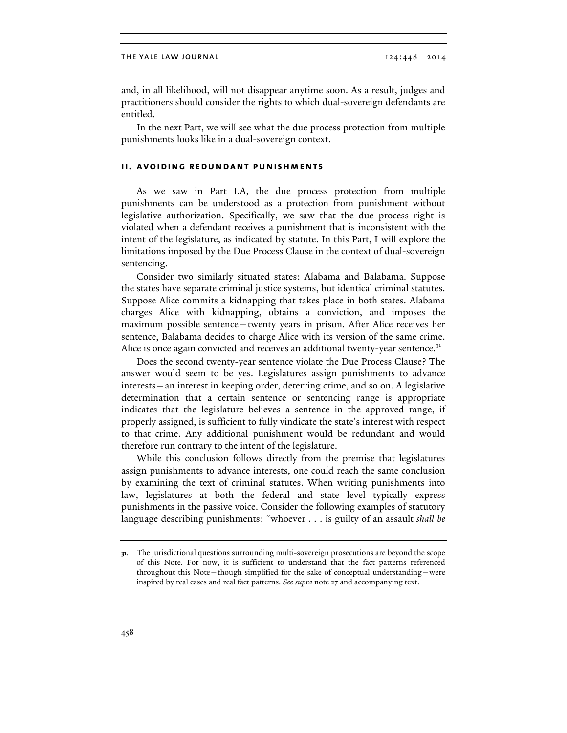and, in all likelihood, will not disappear anytime soon. As a result, judges and practitioners should consider the rights to which dual-sovereign defendants are entitled.

In the next Part, we will see what the due process protection from multiple punishments looks like in a dual-sovereign context.

## II. AVOIDING REDUNDANT PUNISHMENTS

As we saw in Part I.A, the due process protection from multiple punishments can be understood as a protection from punishment without legislative authorization. Specifically, we saw that the due process right is violated when a defendant receives a punishment that is inconsistent with the intent of the legislature, as indicated by statute. In this Part, I will explore the limitations imposed by the Due Process Clause in the context of dual-sovereign sentencing.

Consider two similarly situated states: Alabama and Balabama. Suppose the states have separate criminal justice systems, but identical criminal statutes. Suppose Alice commits a kidnapping that takes place in both states. Alabama charges Alice with kidnapping, obtains a conviction, and imposes the maximum possible sentence—twenty years in prison. After Alice receives her sentence, Balabama decides to charge Alice with its version of the same crime. Alice is once again convicted and receives an additional twenty-year sentence.[31]

Does the second twenty-year sentence violate the Due Process Clause? The answer would seem to be yes. Legislatures assign punishments to advance interests—an interest in keeping order, deterring crime, and so on. A legislative determination that a certain sentence or sentencing range is appropriate indicates that the legislature believes a sentence in the approved range, if properly assigned, is sufficient to fully vindicate the state's interest with respect to that crime. Any additional punishment would be redundant and would therefore run contrary to the intent of the legislature.

While this conclusion follows directly from the premise that legislatures assign punishments to advance interests, one could reach the same conclusion by examining the text of criminal statutes. When writing punishments into law, legislatures at both the federal and state level typically express punishments in the passive voice. Consider the following examples of statutory language describing punishments: "whoever . . . is guilty of an assault *shall be*

---

31. The jurisdictional questions surrounding multi-sovereign prosecutions are beyond the scope of this Note. For now, it is sufficient to understand that the fact patterns referenced throughout this Note—though simplified for the sake of conceptual understanding—were inspired by real cases and real fact patterns. *See supra* note 27 and accompanying text.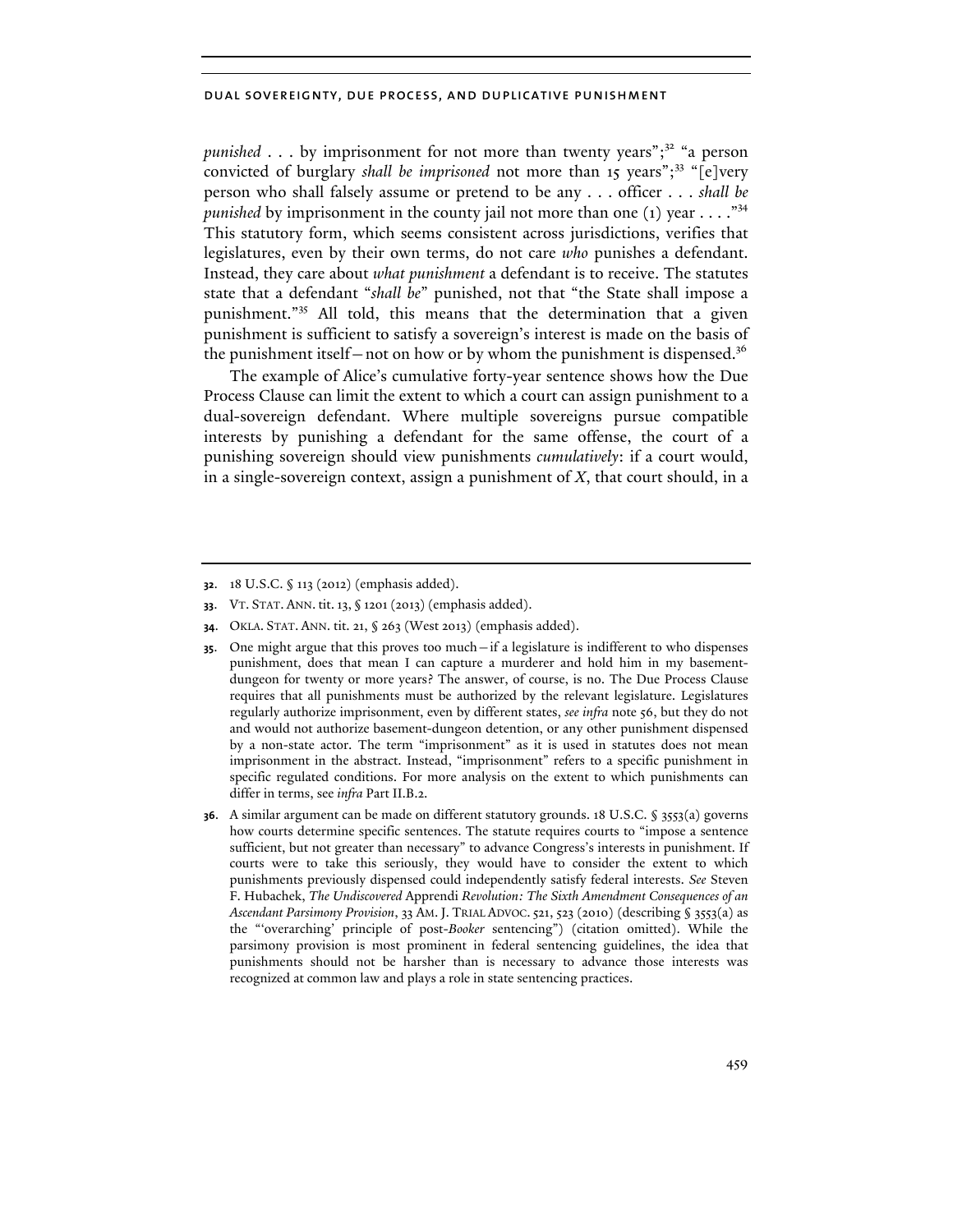*punished* . . . by imprisonment for not more than twenty years";[32] "a person convicted of burglary *shall be imprisoned* not more than 15 years";[33] "[e]very person who shall falsely assume or pretend to be any . . . officer . . . *shall be punished* by imprisonment in the county jail not more than one (1) year . . . ."[34] This statutory form, which seems consistent across jurisdictions, verifies that legislatures, even by their own terms, do not care *who* punishes a defendant. Instead, they care about *what punishment* a defendant is to receive. The statutes state that a defendant "*shall be*" punished, not that "the State shall impose a punishment."[35] All told, this means that the determination that a given punishment is sufficient to satisfy a sovereign's interest is made on the basis of the punishment itself—not on how or by whom the punishment is dispensed.[36]

The example of Alice's cumulative forty-year sentence shows how the Due Process Clause can limit the extent to which a court can assign punishment to a dual-sovereign defendant. Where multiple sovereigns pursue compatible interests by punishing a defendant for the same offense, the court of a punishing sovereign should view punishments *cumulatively*: if a court would, in a single-sovereign context, assign a punishment of $X$, that court should, in a

---

**32.** 18 U.S.C. § 113 (2012) (emphasis added).

**33.** VT. STAT. ANN. tit. 13, § 1201 (2013) (emphasis added).

**34.** OKLA. STAT. ANN. tit. 21, § 263 (West 2013) (emphasis added).

**35.** One might argue that this proves too much—if a legislature is indifferent to who dispenses punishment, does that mean I can capture a murderer and hold him in my basement-dungeon for twenty or more years? The answer, of course, is no. The Due Process Clause requires that all punishments must be authorized by the relevant legislature. Legislatures regularly authorize imprisonment, even by different states, *see infra* note 56, but they do not and would not authorize basement-dungeon detention, or any other punishment dispensed by a non-state actor. The term "imprisonment" as it is used in statutes does not mean imprisonment in the abstract. Instead, "imprisonment" refers to a specific punishment in specific regulated conditions. For more analysis on the extent to which punishments can differ in terms, see *infra* Part II.B.2.

**36.** A similar argument can be made on different statutory grounds. 18 U.S.C. § 3553(a) governs how courts determine specific sentences. The statute requires courts to "impose a sentence sufficient, but not greater than necessary" to advance Congress's interests in punishment. If courts were to take this seriously, they would have to consider the extent to which punishments previously dispensed could independently satisfy federal interests. *See* Steven F. Hubachek, *The Undiscovered* Apprendi *Revolution: The Sixth Amendment Consequences of an Ascendant Parsimony Provision*, 33 AM. J. TRIAL ADVOC. 521, 523 (2010) (describing § 3553(a) as the "'overarching' principle of post-*Booker* sentencing") (citation omitted). While the parsimony provision is most prominent in federal sentencing guidelines, the idea that punishments should not be harsher than is necessary to advance those interests was recognized at common law and plays a role in state sentencing practices.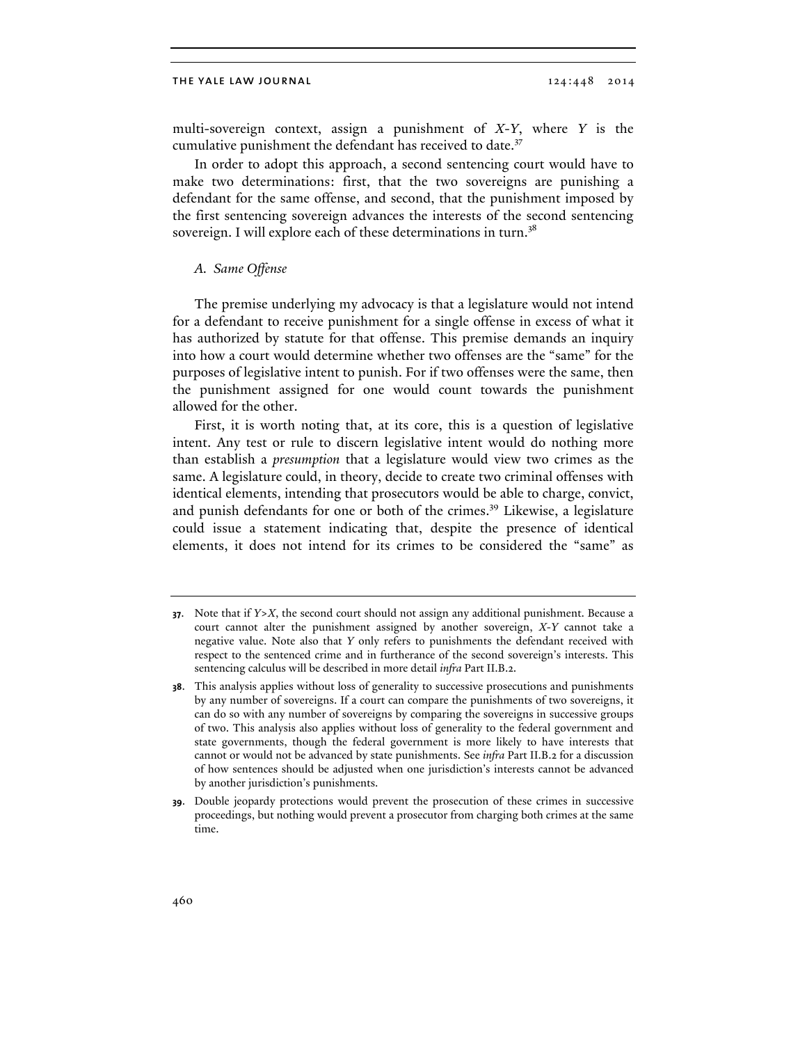multi-sovereign context, assign a punishment of $X$-$Y$, where $Y$ is the cumulative punishment the defendant has received to date.[37]

In order to adopt this approach, a second sentencing court would have to make two determinations: first, that the two sovereigns are punishing a defendant for the same offense, and second, that the punishment imposed by the first sentencing sovereign advances the interests of the second sentencing sovereign. I will explore each of these determinations in turn.[38]

### *A. Same Offense*

The premise underlying my advocacy is that a legislature would not intend for a defendant to receive punishment for a single offense in excess of what it has authorized by statute for that offense. This premise demands an inquiry into how a court would determine whether two offenses are the "same" for the purposes of legislative intent to punish. For if two offenses were the same, then the punishment assigned for one would count towards the punishment allowed for the other.

First, it is worth noting that, at its core, this is a question of legislative intent. Any test or rule to discern legislative intent would do nothing more than establish a *presumption* that a legislature would view two crimes as the same. A legislature could, in theory, decide to create two criminal offenses with identical elements, intending that prosecutors would be able to charge, convict, and punish defendants for one or both of the crimes.[39] Likewise, a legislature could issue a statement indicating that, despite the presence of identical elements, it does not intend for its crimes to be considered the "same" as

---

**37.** Note that if $Y>X$, the second court should not assign any additional punishment. Because a court cannot alter the punishment assigned by another sovereign, $X$-$Y$ cannot take a negative value. Note also that $Y$ only refers to punishments the defendant received with respect to the sentenced crime and in furtherance of the second sovereign's interests. This sentencing calculus will be described in more detail *infra* Part II.B.2.

**38.** This analysis applies without loss of generality to successive prosecutions and punishments by any number of sovereigns. If a court can compare the punishments of two sovereigns, it can do so with any number of sovereigns by comparing the sovereigns in successive groups of two. This analysis also applies without loss of generality to the federal government and state governments, though the federal government is more likely to have interests that cannot or would not be advanced by state punishments. See *infra* Part II.B.2 for a discussion of how sentences should be adjusted when one jurisdiction's interests cannot be advanced by another jurisdiction's punishments.

**39.** Double jeopardy protections would prevent the prosecution of these crimes in successive proceedings, but nothing would prevent a prosecutor from charging both crimes at the same time.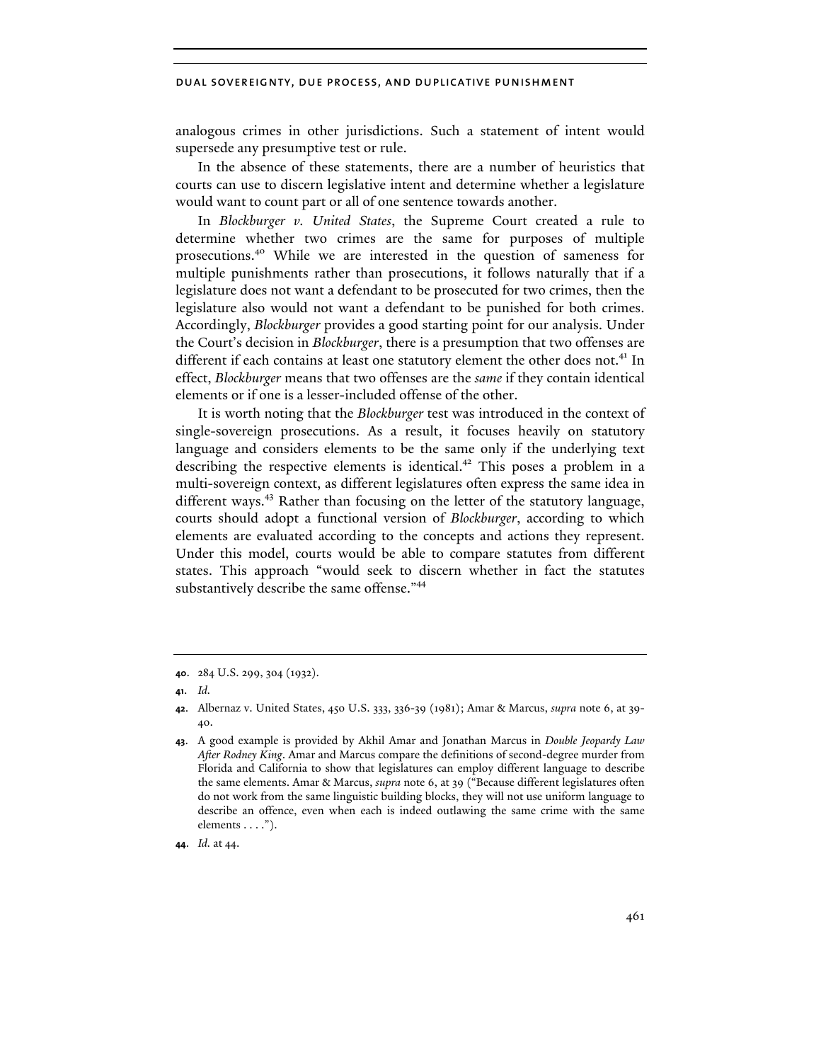analogous crimes in other jurisdictions. Such a statement of intent would supersede any presumptive test or rule.

In the absence of these statements, there are a number of heuristics that courts can use to discern legislative intent and determine whether a legislature would want to count part or all of one sentence towards another.

In *Blockburger v. United States*, the Supreme Court created a rule to determine whether two crimes are the same for purposes of multiple prosecutions.[40] While we are interested in the question of sameness for multiple punishments rather than prosecutions, it follows naturally that if a legislature does not want a defendant to be prosecuted for two crimes, then the legislature also would not want a defendant to be punished for both crimes. Accordingly, *Blockburger* provides a good starting point for our analysis. Under the Court's decision in *Blockburger*, there is a presumption that two offenses are different if each contains at least one statutory element the other does not.[41] In effect, *Blockburger* means that two offenses are the *same* if they contain identical elements or if one is a lesser-included offense of the other.

It is worth noting that the *Blockburger* test was introduced in the context of single-sovereign prosecutions. As a result, it focuses heavily on statutory language and considers elements to be the same only if the underlying text describing the respective elements is identical.[42] This poses a problem in a multi-sovereign context, as different legislatures often express the same idea in different ways.[43] Rather than focusing on the letter of the statutory language, courts should adopt a functional version of *Blockburger*, according to which elements are evaluated according to the concepts and actions they represent. Under this model, courts would be able to compare statutes from different states. This approach "would seek to discern whether in fact the statutes substantively describe the same offense."[44]

---

**40.** 284 U.S. 299, 304 (1932).

**41.** *Id.*

**42.** Albernaz v. United States, 450 U.S. 333, 336-39 (1981); Amar & Marcus, *supra* note 6, at 39-40.

**43.** A good example is provided by Akhil Amar and Jonathan Marcus in *Double Jeopardy Law After Rodney King*. Amar and Marcus compare the definitions of second-degree murder from Florida and California to show that legislatures can employ different language to describe the same elements. Amar & Marcus, *supra* note 6, at 39 ("Because different legislatures often do not work from the same linguistic building blocks, they will not use uniform language to describe an offence, even when each is indeed outlawing the same crime with the same elements . . . .").

**44.** *Id.* at 44.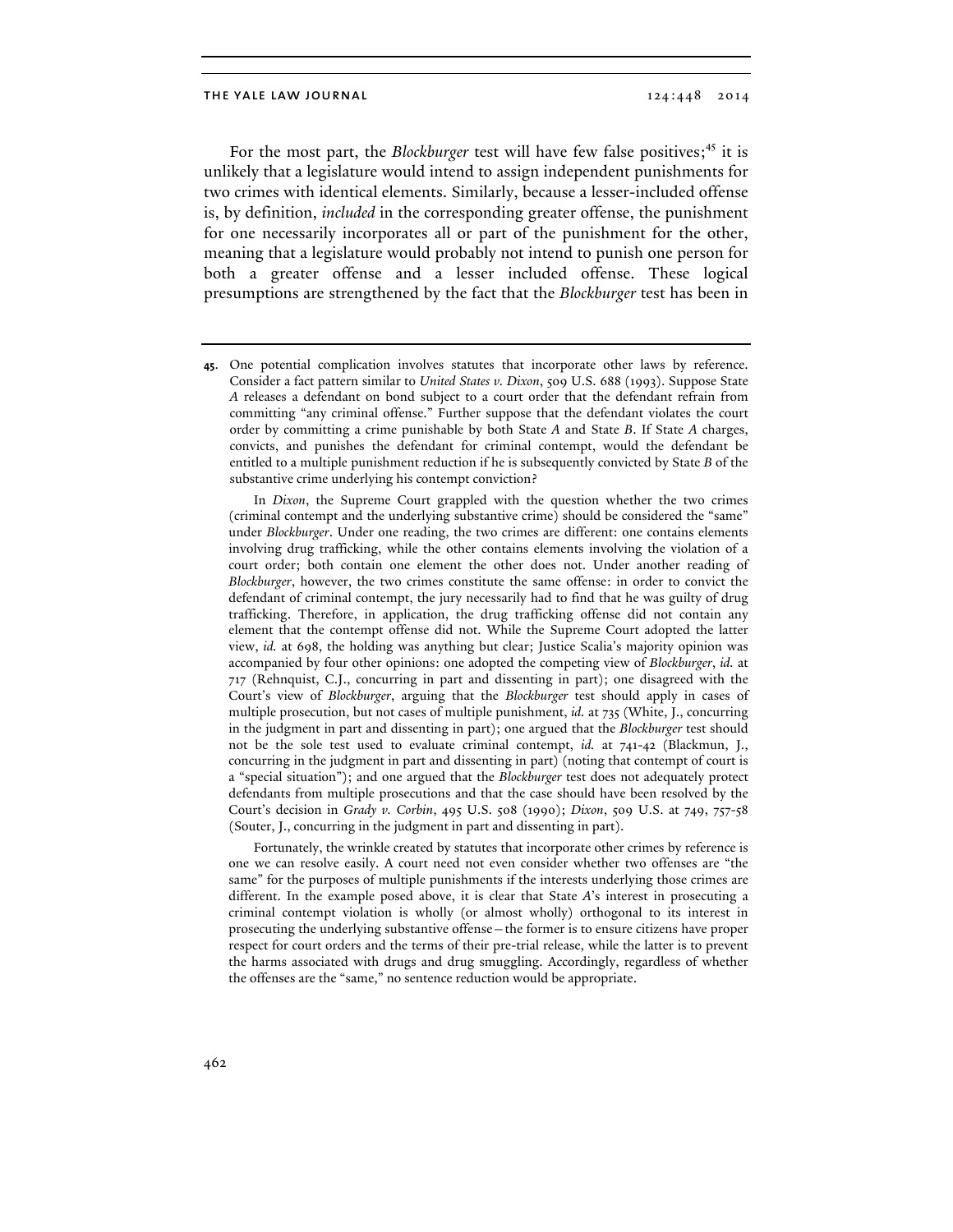For the most part, the *Blockburger* test will have few false positives;[45] it is unlikely that a legislature would intend to assign independent punishments for two crimes with identical elements. Similarly, because a lesser-included offense is, by definition, *included* in the corresponding greater offense, the punishment for one necessarily incorporates all or part of the punishment for the other, meaning that a legislature would probably not intend to punish one person for both a greater offense and a lesser included offense. These logical presumptions are strengthened by the fact that the *Blockburger* test has been in

---

**45.** One potential complication involves statutes that incorporate other laws by reference. Consider a fact pattern similar to *United States v. Dixon*, 509 U.S. 688 (1993). Suppose State *A* releases a defendant on bond subject to a court order that the defendant refrain from committing "any criminal offense." Further suppose that the defendant violates the court order by committing a crime punishable by both State *A* and State *B*. If State *A* charges, convicts, and punishes the defendant for criminal contempt, would the defendant be entitled to a multiple punishment reduction if he is subsequently convicted by State *B* of the substantive crime underlying his contempt conviction?

In *Dixon*, the Supreme Court grappled with the question whether the two crimes (criminal contempt and the underlying substantive crime) should be considered the "same" under *Blockburger*. Under one reading, the two crimes are different: one contains elements involving drug trafficking, while the other contains elements involving the violation of a court order; both contain one element the other does not. Under another reading of *Blockburger*, however, the two crimes constitute the same offense: in order to convict the defendant of criminal contempt, the jury necessarily had to find that he was guilty of drug trafficking. Therefore, in application, the drug trafficking offense did not contain any element that the contempt offense did not. While the Supreme Court adopted the latter view, *id.* at 698, the holding was anything but clear; Justice Scalia's majority opinion was accompanied by four other opinions: one adopted the competing view of *Blockburger*, *id.* at 717 (Rehnquist, C.J., concurring in part and dissenting in part); one disagreed with the Court's view of *Blockburger*, arguing that the *Blockburger* test should apply in cases of multiple prosecution, but not cases of multiple punishment, *id.* at 735 (White, J., concurring in the judgment in part and dissenting in part); one argued that the *Blockburger* test should not be the sole test used to evaluate criminal contempt, *id.* at 741-42 (Blackmun, J., concurring in the judgment in part and dissenting in part) (noting that contempt of court is a "special situation"); and one argued that the *Blockburger* test does not adequately protect defendants from multiple prosecutions and that the case should have been resolved by the Court's decision in *Grady v. Corbin*, 495 U.S. 508 (1990); *Dixon*, 509 U.S. at 749, 757-58 (Souter, J., concurring in the judgment in part and dissenting in part).

Fortunately, the wrinkle created by statutes that incorporate other crimes by reference is one we can resolve easily. A court need not even consider whether two offenses are "the same" for the purposes of multiple punishments if the interests underlying those crimes are different. In the example posed above, it is clear that State *A*'s interest in prosecuting a criminal contempt violation is wholly (or almost wholly) orthogonal to its interest in prosecuting the underlying substantive offense—the former is to ensure citizens have proper respect for court orders and the terms of their pre-trial release, while the latter is to prevent the harms associated with drugs and drug smuggling. Accordingly, regardless of whether the offenses are the "same," no sentence reduction would be appropriate.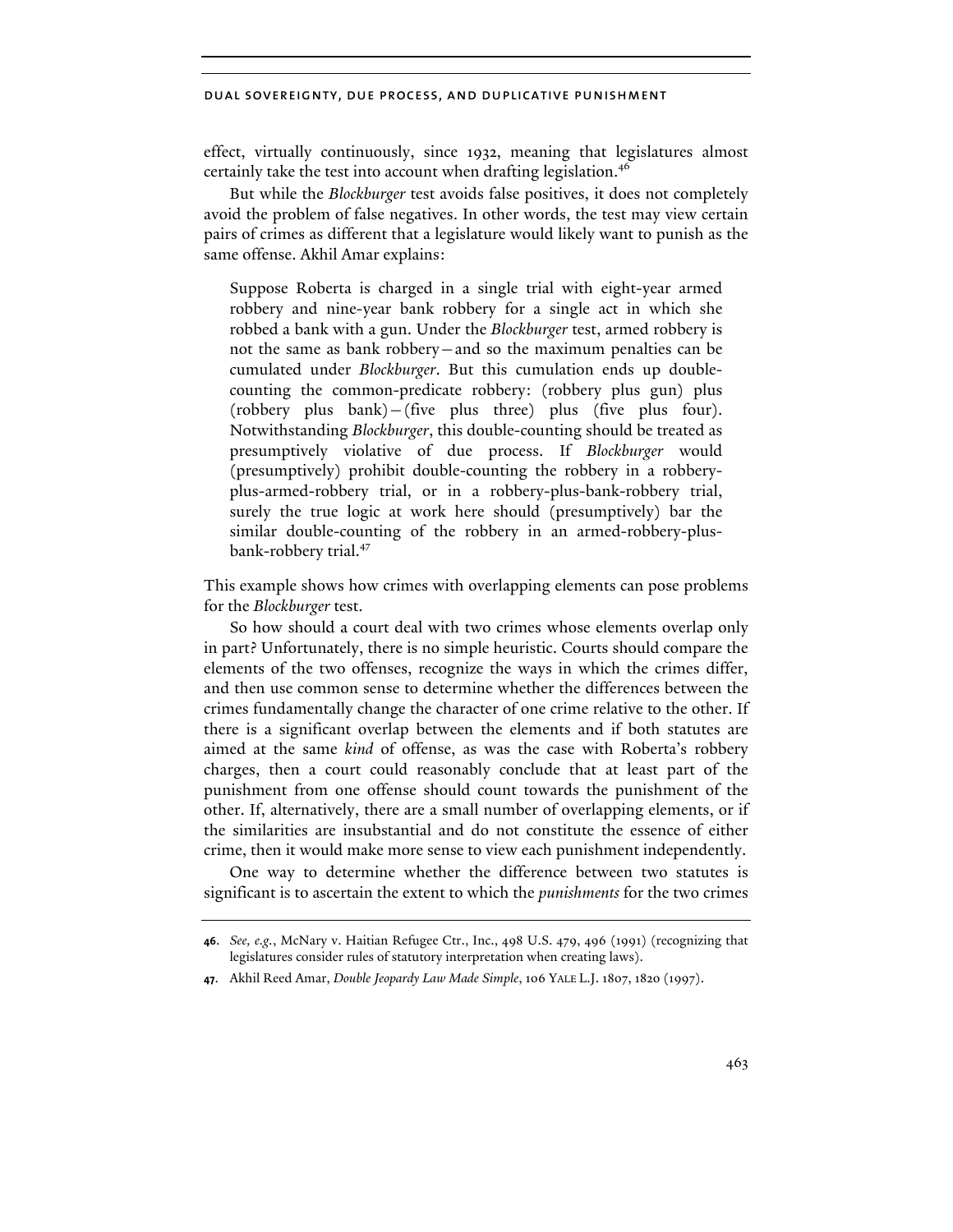effect, virtually continuously, since 1932, meaning that legislatures almost certainly take the test into account when drafting legislation.[46]

But while the *Blockburger* test avoids false positives, it does not completely avoid the problem of false negatives. In other words, the test may view certain pairs of crimes as different that a legislature would likely want to punish as the same offense. Akhil Amar explains:

> Suppose Roberta is charged in a single trial with eight-year armed robbery and nine-year bank robbery for a single act in which she robbed a bank with a gun. Under the *Blockburger* test, armed robbery is not the same as bank robbery—and so the maximum penalties can be cumulated under *Blockburger*. But this cumulation ends up double-counting the common-predicate robbery: (robbery plus gun) plus (robbery plus bank)—(five plus three) plus (five plus four). Notwithstanding *Blockburger*, this double-counting should be treated as presumptively violative of due process. If *Blockburger* would (presumptively) prohibit double-counting the robbery in a robbery-plus-armed-robbery trial, or in a robbery-plus-bank-robbery trial, surely the true logic at work here should (presumptively) bar the similar double-counting of the robbery in an armed-robbery-plus-bank-robbery trial.[47]

This example shows how crimes with overlapping elements can pose problems for the *Blockburger* test.

So how should a court deal with two crimes whose elements overlap only in part? Unfortunately, there is no simple heuristic. Courts should compare the elements of the two offenses, recognize the ways in which the crimes differ, and then use common sense to determine whether the differences between the crimes fundamentally change the character of one crime relative to the other. If there is a significant overlap between the elements and if both statutes are aimed at the same *kind* of offense, as was the case with Roberta's robbery charges, then a court could reasonably conclude that at least part of the punishment from one offense should count towards the punishment of the other. If, alternatively, there are a small number of overlapping elements, or if the similarities are insubstantial and do not constitute the essence of either crime, then it would make more sense to view each punishment independently.

One way to determine whether the difference between two statutes is significant is to ascertain the extent to which the *punishments* for the two crimes

---

**46**. *See, e.g.*, McNary v. Haitian Refugee Ctr., Inc., 498 U.S. 479, 496 (1991) (recognizing that legislatures consider rules of statutory interpretation when creating laws).

**47**. Akhil Reed Amar, *Double Jeopardy Law Made Simple*, 106 YALE L.J. 1807, 1820 (1997).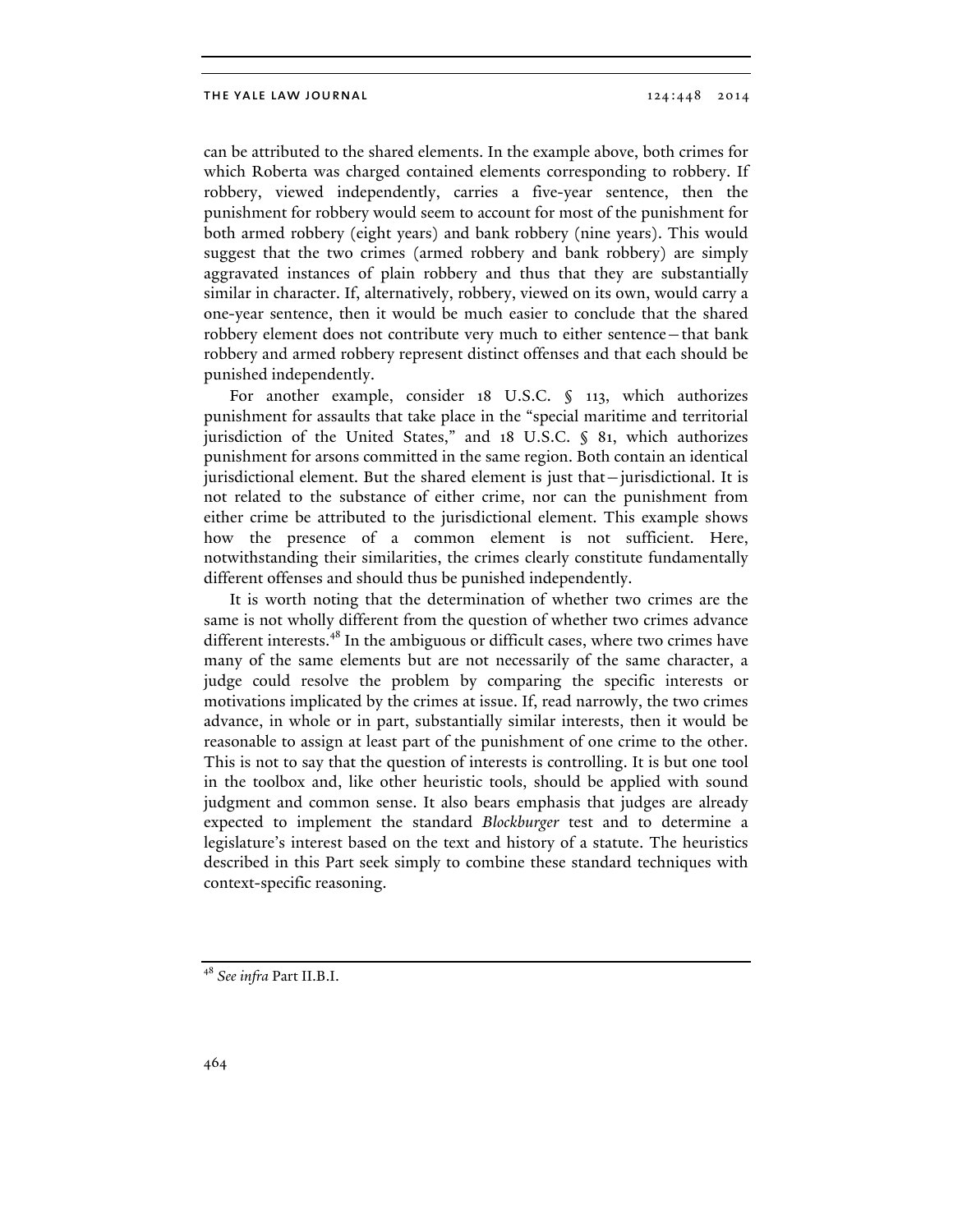can be attributed to the shared elements. In the example above, both crimes for which Roberta was charged contained elements corresponding to robbery. If robbery, viewed independently, carries a five-year sentence, then the punishment for robbery would seem to account for most of the punishment for both armed robbery (eight years) and bank robbery (nine years). This would suggest that the two crimes (armed robbery and bank robbery) are simply aggravated instances of plain robbery and thus that they are substantially similar in character. If, alternatively, robbery, viewed on its own, would carry a one-year sentence, then it would be much easier to conclude that the shared robbery element does not contribute very much to either sentence—that bank robbery and armed robbery represent distinct offenses and that each should be punished independently.

For another example, consider 18 U.S.C. § 113, which authorizes punishment for assaults that take place in the "special maritime and territorial jurisdiction of the United States," and 18 U.S.C. § 81, which authorizes punishment for arsons committed in the same region. Both contain an identical jurisdictional element. But the shared element is just that—jurisdictional. It is not related to the substance of either crime, nor can the punishment from either crime be attributed to the jurisdictional element. This example shows how the presence of a common element is not sufficient. Here, notwithstanding their similarities, the crimes clearly constitute fundamentally different offenses and should thus be punished independently.

It is worth noting that the determination of whether two crimes are the same is not wholly different from the question of whether two crimes advance different interests.[48] In the ambiguous or difficult cases, where two crimes have many of the same elements but are not necessarily of the same character, a judge could resolve the problem by comparing the specific interests or motivations implicated by the crimes at issue. If, read narrowly, the two crimes advance, in whole or in part, substantially similar interests, then it would be reasonable to assign at least part of the punishment of one crime to the other. This is not to say that the question of interests is controlling. It is but one tool in the toolbox and, like other heuristic tools, should be applied with sound judgment and common sense. It also bears emphasis that judges are already expected to implement the standard *Blockburger* test and to determine a legislature's interest based on the text and history of a statute. The heuristics described in this Part seek simply to combine these standard techniques with context-specific reasoning.

---

[48] *See infra* Part II.B.1.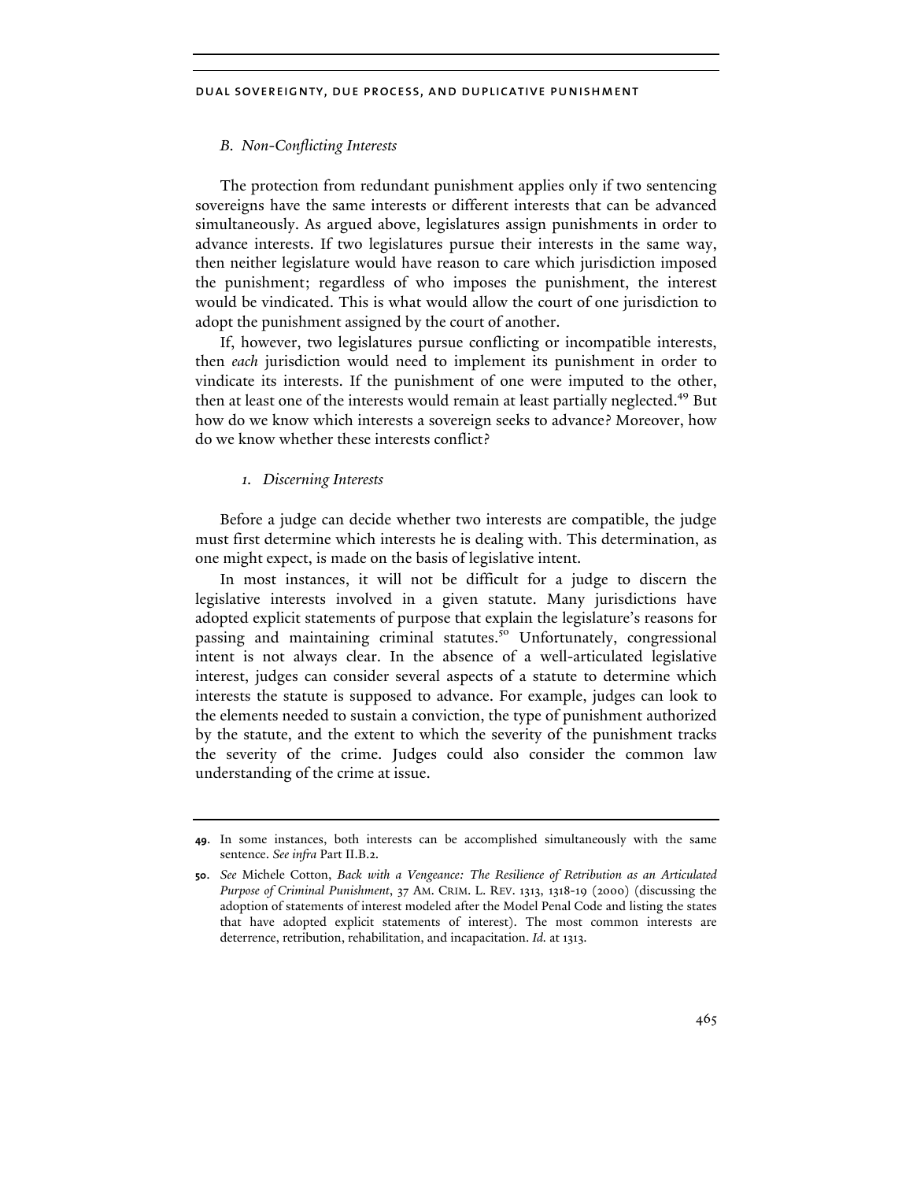### *B. Non-Conflicting Interests*

The protection from redundant punishment applies only if two sentencing sovereigns have the same interests or different interests that can be advanced simultaneously. As argued above, legislatures assign punishments in order to advance interests. If two legislatures pursue their interests in the same way, then neither legislature would have reason to care which jurisdiction imposed the punishment; regardless of who imposes the punishment, the interest would be vindicated. This is what would allow the court of one jurisdiction to adopt the punishment assigned by the court of another.

If, however, two legislatures pursue conflicting or incompatible interests, then *each* jurisdiction would need to implement its punishment in order to vindicate its interests. If the punishment of one were imputed to the other, then at least one of the interests would remain at least partially neglected.[49] But how do we know which interests a sovereign seeks to advance? Moreover, how do we know whether these interests conflict?

#### *1. Discerning Interests*

Before a judge can decide whether two interests are compatible, the judge must first determine which interests he is dealing with. This determination, as one might expect, is made on the basis of legislative intent.

In most instances, it will not be difficult for a judge to discern the legislative interests involved in a given statute. Many jurisdictions have adopted explicit statements of purpose that explain the legislature's reasons for passing and maintaining criminal statutes.[50] Unfortunately, congressional intent is not always clear. In the absence of a well-articulated legislative interest, judges can consider several aspects of a statute to determine which interests the statute is supposed to advance. For example, judges can look to the elements needed to sustain a conviction, the type of punishment authorized by the statute, and the extent to which the severity of the punishment tracks the severity of the crime. Judges could also consider the common law understanding of the crime at issue.

---

**49.** In some instances, both interests can be accomplished simultaneously with the same sentence. *See infra* Part II.B.2.

**50.** *See* Michele Cotton, *Back with a Vengeance: The Resilience of Retribution as an Articulated Purpose of Criminal Punishment*, 37 AM. CRIM. L. REV. 1313, 1318-19 (2000) (discussing the adoption of statements of interest modeled after the Model Penal Code and listing the states that have adopted explicit statements of interest). The most common interests are deterrence, retribution, rehabilitation, and incapacitation. *Id.* at 1313.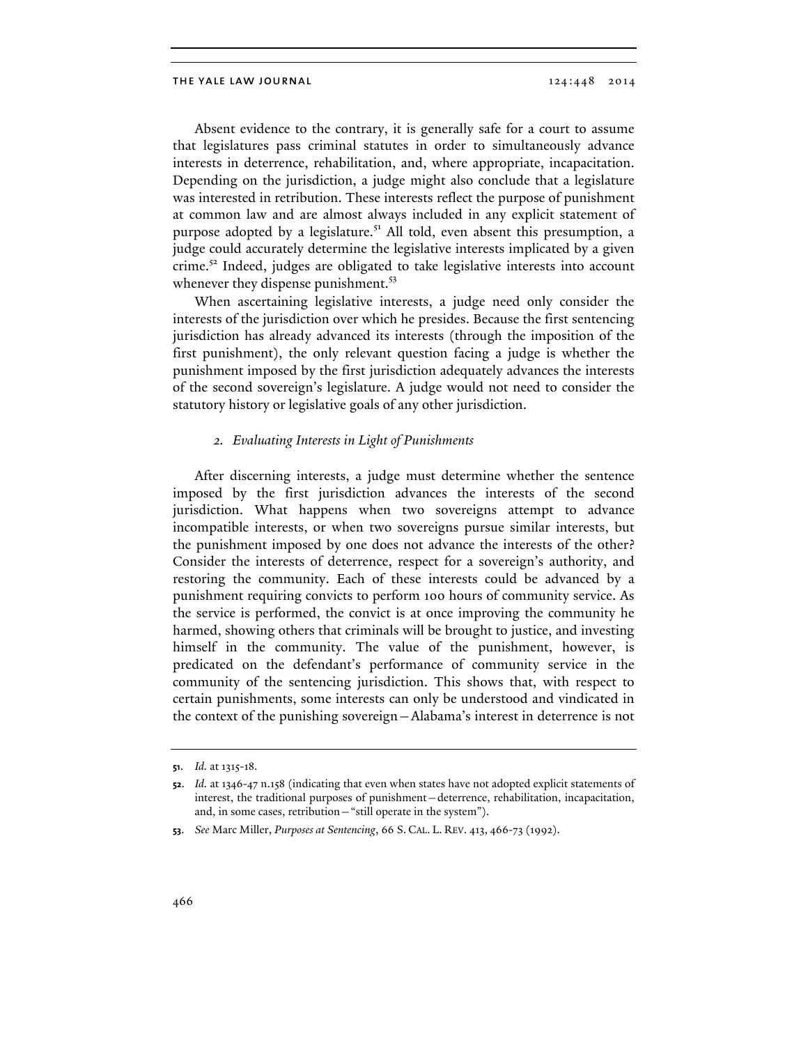Absent evidence to the contrary, it is generally safe for a court to assume that legislatures pass criminal statutes in order to simultaneously advance interests in deterrence, rehabilitation, and, where appropriate, incapacitation. Depending on the jurisdiction, a judge might also conclude that a legislature was interested in retribution. These interests reflect the purpose of punishment at common law and are almost always included in any explicit statement of purpose adopted by a legislature.[51] All told, even absent this presumption, a judge could accurately determine the legislative interests implicated by a given crime.[52] Indeed, judges are obligated to take legislative interests into account whenever they dispense punishment.[53]

When ascertaining legislative interests, a judge need only consider the interests of the jurisdiction over which he presides. Because the first sentencing jurisdiction has already advanced its interests (through the imposition of the first punishment), the only relevant question facing a judge is whether the punishment imposed by the first jurisdiction adequately advances the interests of the second sovereign's legislature. A judge would not need to consider the statutory history or legislative goals of any other jurisdiction.

### *2. Evaluating Interests in Light of Punishments*

After discerning interests, a judge must determine whether the sentence imposed by the first jurisdiction advances the interests of the second jurisdiction. What happens when two sovereigns attempt to advance incompatible interests, or when two sovereigns pursue similar interests, but the punishment imposed by one does not advance the interests of the other? Consider the interests of deterrence, respect for a sovereign's authority, and restoring the community. Each of these interests could be advanced by a punishment requiring convicts to perform 100 hours of community service. As the service is performed, the convict is at once improving the community he harmed, showing others that criminals will be brought to justice, and investing himself in the community. The value of the punishment, however, is predicated on the defendant's performance of community service in the community of the sentencing jurisdiction. This shows that, with respect to certain punishments, some interests can only be understood and vindicated in the context of the punishing sovereign—Alabama's interest in deterrence is not

---

**51.** *Id.* at 1315-18.

**52.** *Id.* at 1346-47 n.158 (indicating that even when states have not adopted explicit statements of interest, the traditional purposes of punishment—deterrence, rehabilitation, incapacitation, and, in some cases, retribution—"still operate in the system").

**53.** *See* Marc Miller, *Purposes at Sentencing*, 66 S. CAL. L. REV. 413, 466-73 (1992).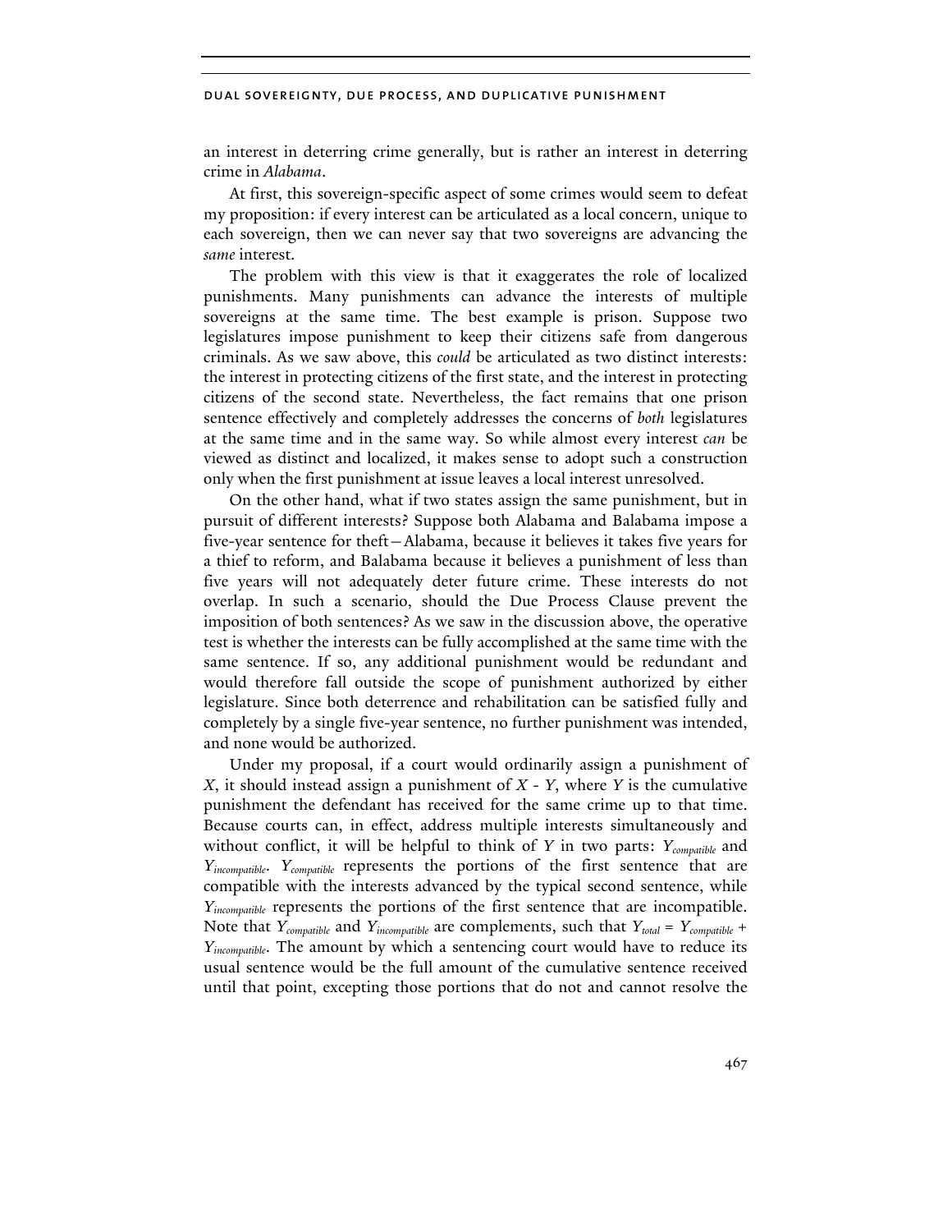an interest in deterring crime generally, but is rather an interest in deterring crime in *Alabama*.

At first, this sovereign-specific aspect of some crimes would seem to defeat my proposition: if every interest can be articulated as a local concern, unique to each sovereign, then we can never say that two sovereigns are advancing the *same* interest.

The problem with this view is that it exaggerates the role of localized punishments. Many punishments can advance the interests of multiple sovereigns at the same time. The best example is prison. Suppose two legislatures impose punishment to keep their citizens safe from dangerous criminals. As we saw above, this *could* be articulated as two distinct interests: the interest in protecting citizens of the first state, and the interest in protecting citizens of the second state. Nevertheless, the fact remains that one prison sentence effectively and completely addresses the concerns of *both* legislatures at the same time and in the same way. So while almost every interest *can* be viewed as distinct and localized, it makes sense to adopt such a construction only when the first punishment at issue leaves a local interest unresolved.

On the other hand, what if two states assign the same punishment, but in pursuit of different interests? Suppose both Alabama and Balabama impose a five-year sentence for theft—Alabama, because it believes it takes five years for a thief to reform, and Balabama because it believes a punishment of less than five years will not adequately deter future crime. These interests do not overlap. In such a scenario, should the Due Process Clause prevent the imposition of both sentences? As we saw in the discussion above, the operative test is whether the interests can be fully accomplished at the same time with the same sentence. If so, any additional punishment would be redundant and would therefore fall outside the scope of punishment authorized by either legislature. Since both deterrence and rehabilitation can be satisfied fully and completely by a single five-year sentence, no further punishment was intended, and none would be authorized.

Under my proposal, if a court would ordinarily assign a punishment of $X$, it should instead assign a punishment of $X - Y$, where $Y$ is the cumulative punishment the defendant has received for the same crime up to that time. Because courts can, in effect, address multiple interests simultaneously and without conflict, it will be helpful to think of $Y$ in two parts: $Y_{compatible}$ and $Y_{incompatible}$. $Y_{compatible}$ represents the portions of the first sentence that are compatible with the interests advanced by the typical second sentence, while $Y_{incompatible}$ represents the portions of the first sentence that are incompatible. Note that $Y_{compatible}$ and $Y_{incompatible}$ are complements, such that $Y_{total} = Y_{compatible} + Y_{incompatible}$. The amount by which a sentencing court would have to reduce its usual sentence would be the full amount of the cumulative sentence received until that point, excepting those portions that do not and cannot resolve the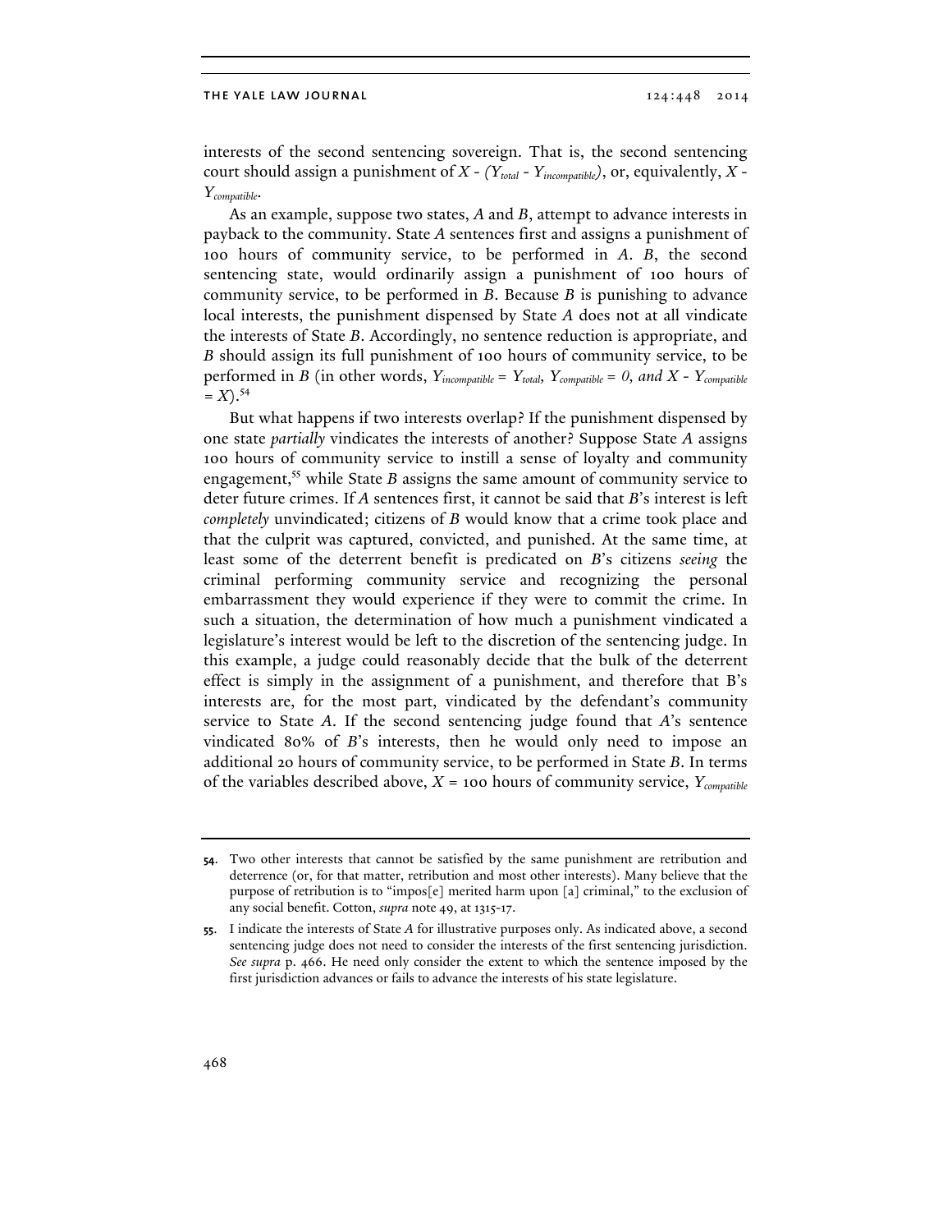interests of the second sentencing sovereign. That is, the second sentencing court should assign a punishment of $X$ - $(Y_{total} - Y_{incompatible})$, or, equivalently, $X - Y_{compatible}$.

As an example, suppose two states, *A* and *B*, attempt to advance interests in payback to the community. State *A* sentences first and assigns a punishment of 100 hours of community service, to be performed in *A*. *B*, the second sentencing state, would ordinarily assign a punishment of 100 hours of community service, to be performed in *B*. Because *B* is punishing to advance local interests, the punishment dispensed by State *A* does not at all vindicate the interests of State *B*. Accordingly, no sentence reduction is appropriate, and *B* should assign its full punishment of 100 hours of community service, to be performed in *B* (in other words, $Y_{incompatible} = Y_{total}$, $Y_{compatible} = 0$, and $X - Y_{compatible} = X$).[54]

But what happens if two interests overlap? If the punishment dispensed by one state *partially* vindicates the interests of another? Suppose State *A* assigns 100 hours of community service to instill a sense of loyalty and community engagement,[55] while State *B* assigns the same amount of community service to deter future crimes. If *A* sentences first, it cannot be said that *B*'s interest is left *completely* unvindicated; citizens of *B* would know that a crime took place and that the culprit was captured, convicted, and punished. At the same time, at least some of the deterrent benefit is predicated on *B*'s citizens *seeing* the criminal performing community service and recognizing the personal embarrassment they would experience if they were to commit the crime. In such a situation, the determination of how much a punishment vindicated a legislature's interest would be left to the discretion of the sentencing judge. In this example, a judge could reasonably decide that the bulk of the deterrent effect is simply in the assignment of a punishment, and therefore that B's interests are, for the most part, vindicated by the defendant's community service to State *A*. If the second sentencing judge found that *A*'s sentence vindicated 80% of *B*'s interests, then he would only need to impose an additional 20 hours of community service, to be performed in State *B*. In terms of the variables described above, $X$ = 100 hours of community service, $Y_{compatible}$

---

54. Two other interests that cannot be satisfied by the same punishment are retribution and deterrence (or, for that matter, retribution and most other interests). Many believe that the purpose of retribution is to "impos[e] merited harm upon [a] criminal," to the exclusion of any social benefit. Cotton, *supra* note 49, at 1315-17.

55. I indicate the interests of State *A* for illustrative purposes only. As indicated above, a second sentencing judge does not need to consider the interests of the first sentencing jurisdiction. *See supra* p. 466. He need only consider the extent to which the sentence imposed by the first jurisdiction advances or fails to advance the interests of his state legislature.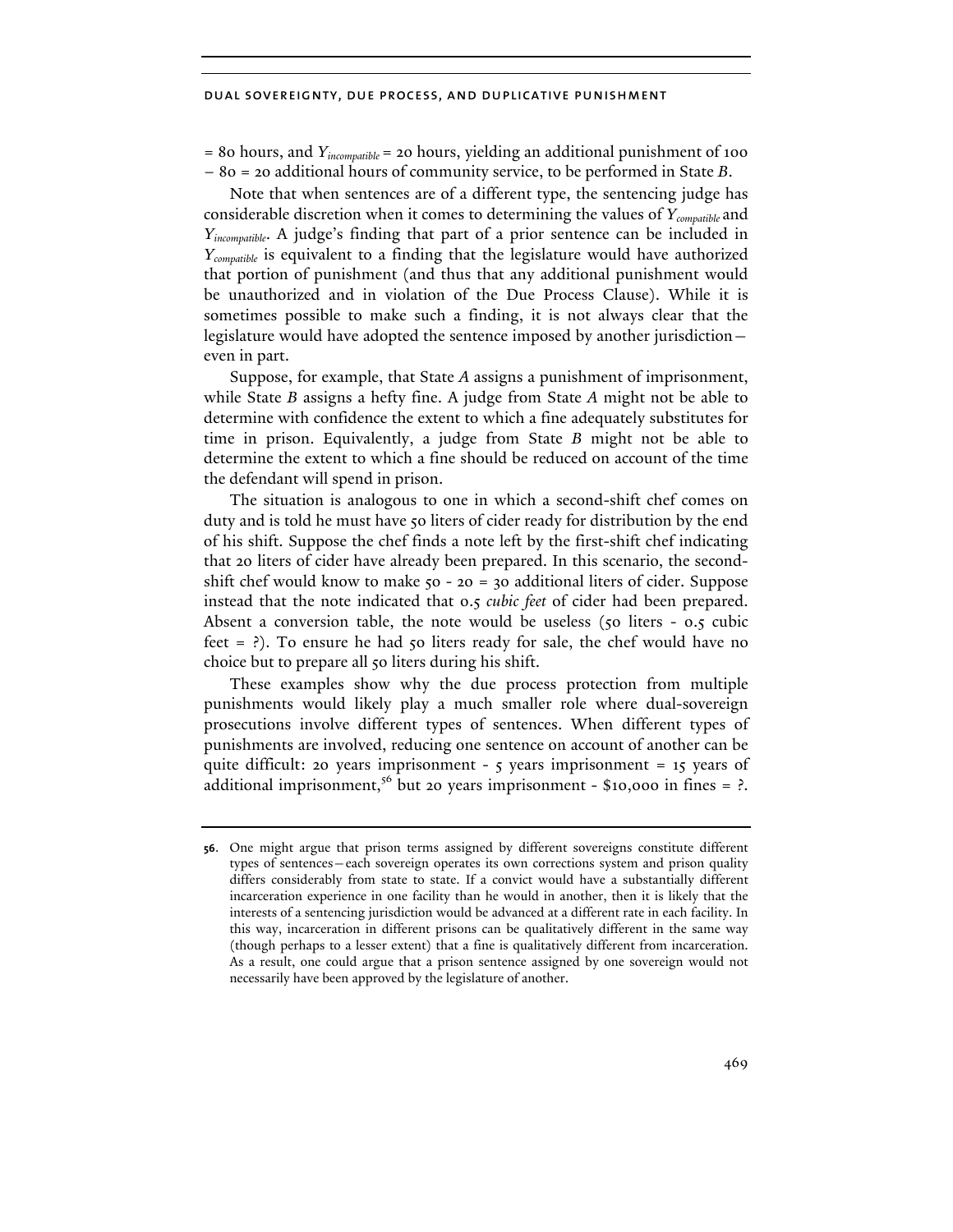= 80 hours, and $Y_{incompatible}$ = 20 hours, yielding an additional punishment of 100 − 80 = 20 additional hours of community service, to be performed in State *B*.

Note that when sentences are of a different type, the sentencing judge has considerable discretion when it comes to determining the values of $Y_{compatible}$ and $Y_{incompatible}$. A judge's finding that part of a prior sentence can be included in $Y_{compatible}$ is equivalent to a finding that the legislature would have authorized that portion of punishment (and thus that any additional punishment would be unauthorized and in violation of the Due Process Clause). While it is sometimes possible to make such a finding, it is not always clear that the legislature would have adopted the sentence imposed by another jurisdiction—even in part.

Suppose, for example, that State *A* assigns a punishment of imprisonment, while State *B* assigns a hefty fine. A judge from State *A* might not be able to determine with confidence the extent to which a fine adequately substitutes for time in prison. Equivalently, a judge from State *B* might not be able to determine the extent to which a fine should be reduced on account of the time the defendant will spend in prison.

The situation is analogous to one in which a second-shift chef comes on duty and is told he must have 50 liters of cider ready for distribution by the end of his shift. Suppose the chef finds a note left by the first-shift chef indicating that 20 liters of cider have already been prepared. In this scenario, the second-shift chef would know to make 50 - 20 = 30 additional liters of cider. Suppose instead that the note indicated that 0.5 *cubic feet* of cider had been prepared. Absent a conversion table, the note would be useless (50 liters - 0.5 cubic feet = ?). To ensure he had 50 liters ready for sale, the chef would have no choice but to prepare all 50 liters during his shift.

These examples show why the due process protection from multiple punishments would likely play a much smaller role where dual-sovereign prosecutions involve different types of sentences. When different types of punishments are involved, reducing one sentence on account of another can be quite difficult: 20 years imprisonment - 5 years imprisonment = 15 years of additional imprisonment,[56] but 20 years imprisonment - $10,000 in fines = ?.

---

**56.** One might argue that prison terms assigned by different sovereigns constitute different types of sentences—each sovereign operates its own corrections system and prison quality differs considerably from state to state. If a convict would have a substantially different incarceration experience in one facility than he would in another, then it is likely that the interests of a sentencing jurisdiction would be advanced at a different rate in each facility. In this way, incarceration in different prisons can be qualitatively different in the same way (though perhaps to a lesser extent) that a fine is qualitatively different from incarceration. As a result, one could argue that a prison sentence assigned by one sovereign would not necessarily have been approved by the legislature of another.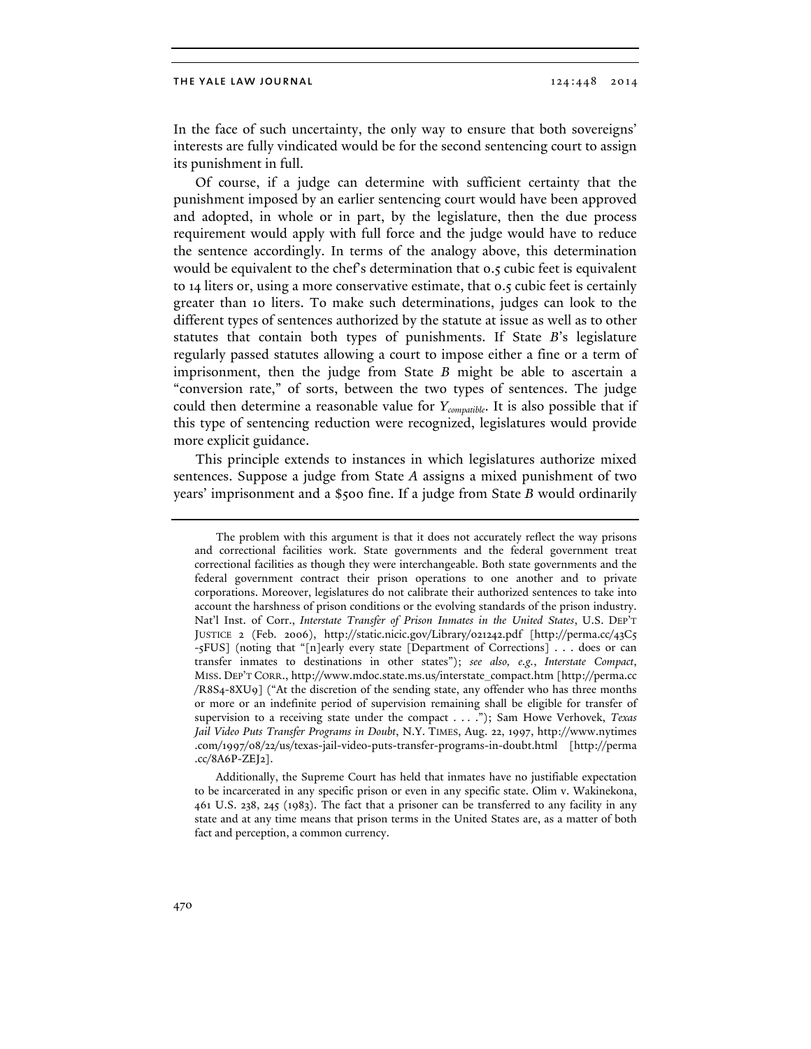In the face of such uncertainty, the only way to ensure that both sovereigns' interests are fully vindicated would be for the second sentencing court to assign its punishment in full.

Of course, if a judge can determine with sufficient certainty that the punishment imposed by an earlier sentencing court would have been approved and adopted, in whole or in part, by the legislature, then the due process requirement would apply with full force and the judge would have to reduce the sentence accordingly. In terms of the analogy above, this determination would be equivalent to the chef's determination that 0.5 cubic feet is equivalent to 14 liters or, using a more conservative estimate, that 0.5 cubic feet is certainly greater than 10 liters. To make such determinations, judges can look to the different types of sentences authorized by the statute at issue as well as to other statutes that contain both types of punishments. If State *B*'s legislature regularly passed statutes allowing a court to impose either a fine or a term of imprisonment, then the judge from State *B* might be able to ascertain a "conversion rate," of sorts, between the two types of sentences. The judge could then determine a reasonable value for $Y_{compatible}$. It is also possible that if this type of sentencing reduction were recognized, legislatures would provide more explicit guidance.

This principle extends to instances in which legislatures authorize mixed sentences. Suppose a judge from State *A* assigns a mixed punishment of two years' imprisonment and a $500 fine. If a judge from State *B* would ordinarily

---

The problem with this argument is that it does not accurately reflect the way prisons and correctional facilities work. State governments and the federal government treat correctional facilities as though they were interchangeable. Both state governments and the federal government contract their prison operations to one another and to private corporations. Moreover, legislatures do not calibrate their authorized sentences to take into account the harshness of prison conditions or the evolving standards of the prison industry. Nat'l Inst. of Corr., *Interstate Transfer of Prison Inmates in the United States*, U.S. DEP'T JUSTICE 2 (Feb. 2006), http://static.nicic.gov/Library/021242.pdf [http://perma.cc/43C5-5FUS] (noting that "[n]early every state [Department of Corrections] . . . does or can transfer inmates to destinations in other states"); *see also, e.g.*, *Interstate Compact*, MISS. DEP'T CORR., http://www.mdoc.state.ms.us/interstate_compact.htm [http://perma.cc/R8S4-8XU9] ("At the discretion of the sending state, any offender who has three months or more or an indefinite period of supervision remaining shall be eligible for transfer of supervision to a receiving state under the compact . . . ."); Sam Howe Verhovek, *Texas Jail Video Puts Transfer Programs in Doubt*, N.Y. TIMES, Aug. 22, 1997, http://www.nytimes.com/1997/08/22/us/texas-jail-video-puts-transfer-programs-in-doubt.html [http://perma.cc/8A6P-ZEJ2].

Additionally, the Supreme Court has held that inmates have no justifiable expectation to be incarcerated in any specific prison or even in any specific state. Olim v. Wakinekona, 461 U.S. 238, 245 (1983). The fact that a prisoner can be transferred to any facility in any state and at any time means that prison terms in the United States are, as a matter of both fact and perception, a common currency.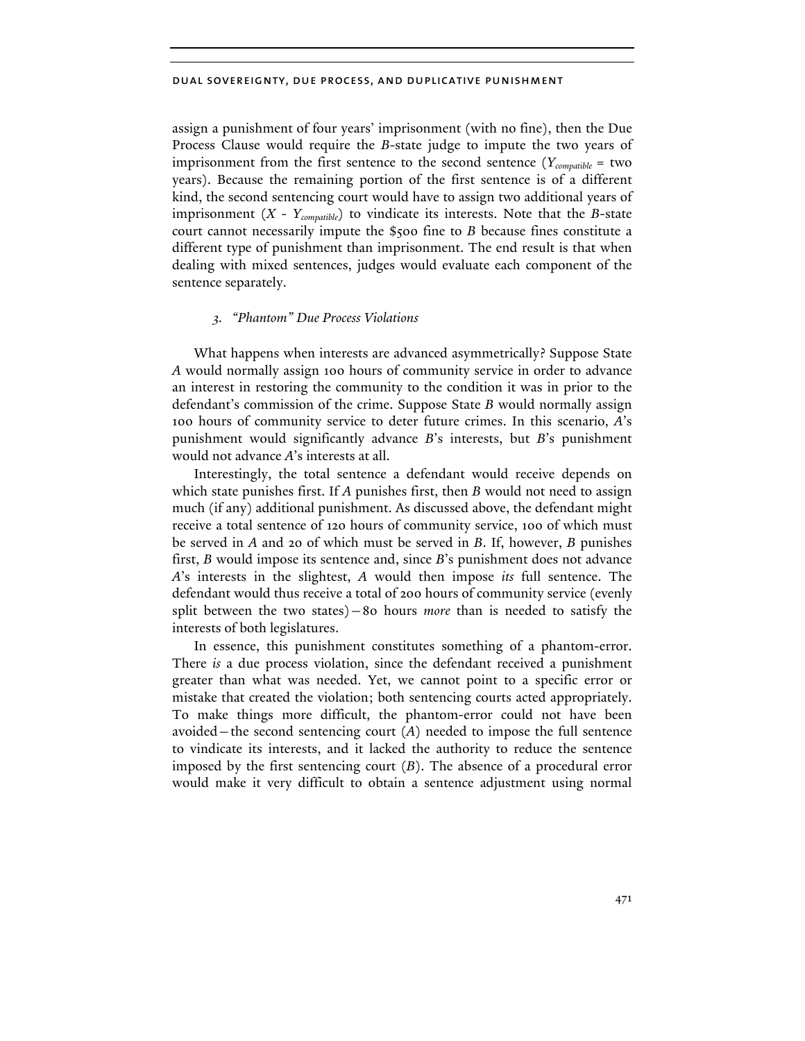assign a punishment of four years' imprisonment (with no fine), then the Due Process Clause would require the *B*-state judge to impute the two years of imprisonment from the first sentence to the second sentence ($Y_{compatible}$ = two years). Because the remaining portion of the first sentence is of a different kind, the second sentencing court would have to assign two additional years of imprisonment ($X$ - $Y_{compatible}$) to vindicate its interests. Note that the *B*-state court cannot necessarily impute the $500 fine to *B* because fines constitute a different type of punishment than imprisonment. The end result is that when dealing with mixed sentences, judges would evaluate each component of the sentence separately.

### 3. *"Phantom" Due Process Violations*

What happens when interests are advanced asymmetrically? Suppose State *A* would normally assign 100 hours of community service in order to advance an interest in restoring the community to the condition it was in prior to the defendant's commission of the crime. Suppose State *B* would normally assign 100 hours of community service to deter future crimes. In this scenario, *A*'s punishment would significantly advance *B*'s interests, but *B*'s punishment would not advance *A*'s interests at all.

Interestingly, the total sentence a defendant would receive depends on which state punishes first. If *A* punishes first, then *B* would not need to assign much (if any) additional punishment. As discussed above, the defendant might receive a total sentence of 120 hours of community service, 100 of which must be served in *A* and 20 of which must be served in *B*. If, however, *B* punishes first, *B* would impose its sentence and, since *B*'s punishment does not advance *A*'s interests in the slightest, *A* would then impose *its* full sentence. The defendant would thus receive a total of 200 hours of community service (evenly split between the two states)—80 hours *more* than is needed to satisfy the interests of both legislatures.

In essence, this punishment constitutes something of a phantom-error. There *is* a due process violation, since the defendant received a punishment greater than what was needed. Yet, we cannot point to a specific error or mistake that created the violation; both sentencing courts acted appropriately. To make things more difficult, the phantom-error could not have been avoided—the second sentencing court (*A*) needed to impose the full sentence to vindicate its interests, and it lacked the authority to reduce the sentence imposed by the first sentencing court (*B*). The absence of a procedural error would make it very difficult to obtain a sentence adjustment using normal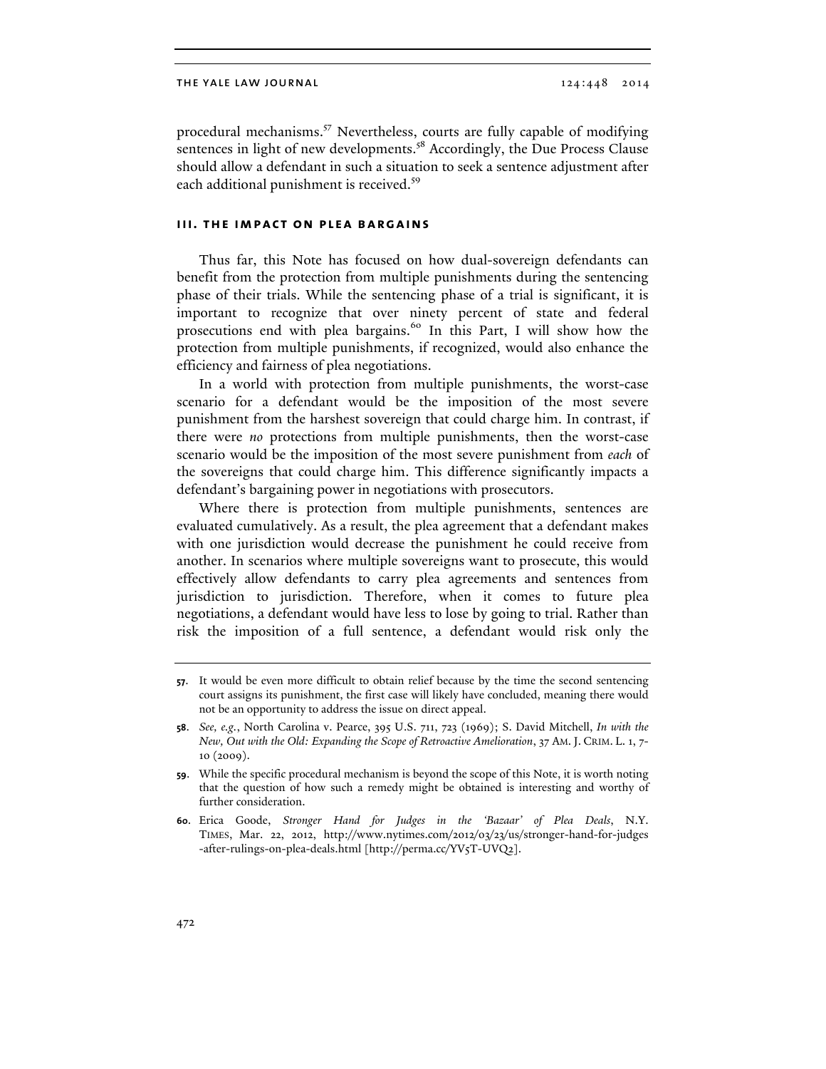procedural mechanisms.[57] Nevertheless, courts are fully capable of modifying sentences in light of new developments.[58] Accordingly, the Due Process Clause should allow a defendant in such a situation to seek a sentence adjustment after each additional punishment is received.[59]

## III. THE IMPACT ON PLEA BARGAINS

Thus far, this Note has focused on how dual-sovereign defendants can benefit from the protection from multiple punishments during the sentencing phase of their trials. While the sentencing phase of a trial is significant, it is important to recognize that over ninety percent of state and federal prosecutions end with plea bargains.[60] In this Part, I will show how the protection from multiple punishments, if recognized, would also enhance the efficiency and fairness of plea negotiations.

In a world with protection from multiple punishments, the worst-case scenario for a defendant would be the imposition of the most severe punishment from the harshest sovereign that could charge him. In contrast, if there were *no* protections from multiple punishments, then the worst-case scenario would be the imposition of the most severe punishment from *each* of the sovereigns that could charge him. This difference significantly impacts a defendant's bargaining power in negotiations with prosecutors.

Where there is protection from multiple punishments, sentences are evaluated cumulatively. As a result, the plea agreement that a defendant makes with one jurisdiction would decrease the punishment he could receive from another. In scenarios where multiple sovereigns want to prosecute, this would effectively allow defendants to carry plea agreements and sentences from jurisdiction to jurisdiction. Therefore, when it comes to future plea negotiations, a defendant would have less to lose by going to trial. Rather than risk the imposition of a full sentence, a defendant would risk only the

---

**57.** It would be even more difficult to obtain relief because by the time the second sentencing court assigns its punishment, the first case will likely have concluded, meaning there would not be an opportunity to address the issue on direct appeal.

**58.** *See, e.g.*, North Carolina v. Pearce, 395 U.S. 711, 723 (1969); S. David Mitchell, *In with the New, Out with the Old: Expanding the Scope of Retroactive Amelioration*, 37 AM. J. CRIM. L. 1, 7-10 (2009).

**59.** While the specific procedural mechanism is beyond the scope of this Note, it is worth noting that the question of how such a remedy might be obtained is interesting and worthy of further consideration.

**60.** Erica Goode, *Stronger Hand for Judges in the 'Bazaar' of Plea Deals*, N.Y. TIMES, Mar. 22, 2012, http://www.nytimes.com/2012/03/23/us/stronger-hand-for-judges-after-rulings-on-plea-deals.html [http://perma.cc/YV5T-UVQ2].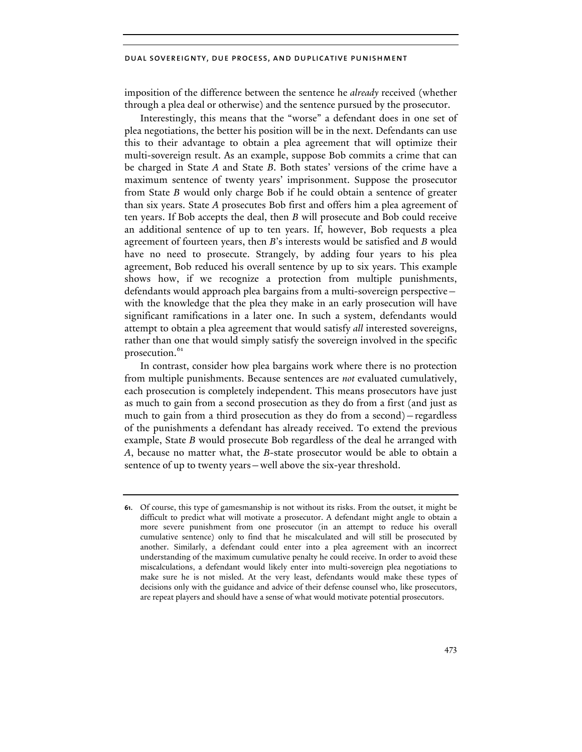imposition of the difference between the sentence he *already* received (whether through a plea deal or otherwise) and the sentence pursued by the prosecutor.

Interestingly, this means that the "worse" a defendant does in one set of plea negotiations, the better his position will be in the next. Defendants can use this to their advantage to obtain a plea agreement that will optimize their multi-sovereign result. As an example, suppose Bob commits a crime that can be charged in State *A* and State *B*. Both states' versions of the crime have a maximum sentence of twenty years' imprisonment. Suppose the prosecutor from State *B* would only charge Bob if he could obtain a sentence of greater than six years. State *A* prosecutes Bob first and offers him a plea agreement of ten years. If Bob accepts the deal, then *B* will prosecute and Bob could receive an additional sentence of up to ten years. If, however, Bob requests a plea agreement of fourteen years, then *B*'s interests would be satisfied and *B* would have no need to prosecute. Strangely, by adding four years to his plea agreement, Bob reduced his overall sentence by up to six years. This example shows how, if we recognize a protection from multiple punishments, defendants would approach plea bargains from a multi-sovereign perspective—with the knowledge that the plea they make in an early prosecution will have significant ramifications in a later one. In such a system, defendants would attempt to obtain a plea agreement that would satisfy *all* interested sovereigns, rather than one that would simply satisfy the sovereign involved in the specific prosecution.[61]

In contrast, consider how plea bargains work where there is no protection from multiple punishments. Because sentences are *not* evaluated cumulatively, each prosecution is completely independent. This means prosecutors have just as much to gain from a second prosecution as they do from a first (and just as much to gain from a third prosecution as they do from a second)—regardless of the punishments a defendant has already received. To extend the previous example, State *B* would prosecute Bob regardless of the deal he arranged with *A*, because no matter what, the *B*-state prosecutor would be able to obtain a sentence of up to twenty years—well above the six-year threshold.

---

**61.** Of course, this type of gamesmanship is not without its risks. From the outset, it might be difficult to predict what will motivate a prosecutor. A defendant might angle to obtain a more severe punishment from one prosecutor (in an attempt to reduce his overall cumulative sentence) only to find that he miscalculated and will still be prosecuted by another. Similarly, a defendant could enter into a plea agreement with an incorrect understanding of the maximum cumulative penalty he could receive. In order to avoid these miscalculations, a defendant would likely enter into multi-sovereign plea negotiations to make sure he is not misled. At the very least, defendants would make these types of decisions only with the guidance and advice of their defense counsel who, like prosecutors, are repeat players and should have a sense of what would motivate potential prosecutors.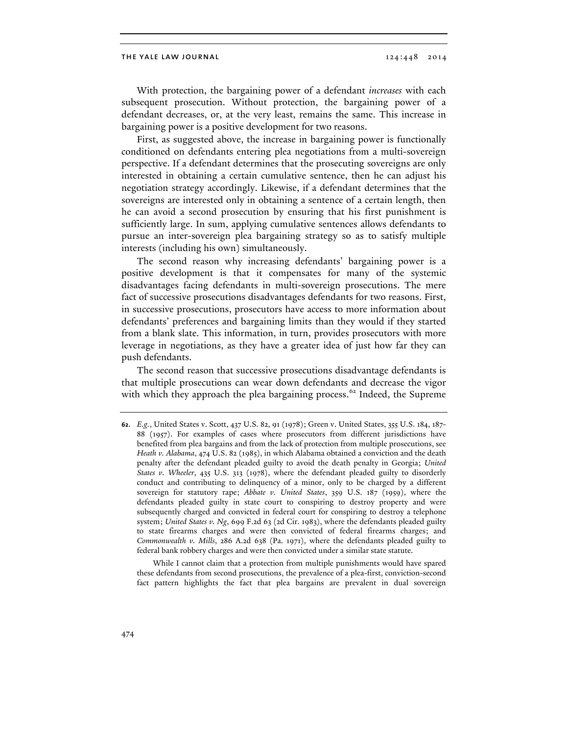With protection, the bargaining power of a defendant *increases* with each subsequent prosecution. Without protection, the bargaining power of a defendant decreases, or, at the very least, remains the same. This increase in bargaining power is a positive development for two reasons.

First, as suggested above, the increase in bargaining power is functionally conditioned on defendants entering plea negotiations from a multi-sovereign perspective. If a defendant determines that the prosecuting sovereigns are only interested in obtaining a certain cumulative sentence, then he can adjust his negotiation strategy accordingly. Likewise, if a defendant determines that the sovereigns are interested only in obtaining a sentence of a certain length, then he can avoid a second prosecution by ensuring that his first punishment is sufficiently large. In sum, applying cumulative sentences allows defendants to pursue an inter-sovereign plea bargaining strategy so as to satisfy multiple interests (including his own) simultaneously.

The second reason why increasing defendants' bargaining power is a positive development is that it compensates for many of the systemic disadvantages facing defendants in multi-sovereign prosecutions. The mere fact of successive prosecutions disadvantages defendants for two reasons. First, in successive prosecutions, prosecutors have access to more information about defendants' preferences and bargaining limits than they would if they started from a blank slate. This information, in turn, provides prosecutors with more leverage in negotiations, as they have a greater idea of just how far they can push defendants.

The second reason that successive prosecutions disadvantage defendants is that multiple prosecutions can wear down defendants and decrease the vigor with which they approach the plea bargaining process.[62] Indeed, the Supreme

---

**62.** *E.g.*, United States v. Scott, 437 U.S. 82, 91 (1978); Green v. United States, 355 U.S. 184, 187-88 (1957). For examples of cases where prosecutors from different jurisdictions have benefited from plea bargains and from the lack of protection from multiple prosecutions, see *Heath v. Alabama*, 474 U.S. 82 (1985), in which Alabama obtained a conviction and the death penalty after the defendant pleaded guilty to avoid the death penalty in Georgia; *United States v. Wheeler*, 435 U.S. 313 (1978), where the defendant pleaded guilty to disorderly conduct and contributing to delinquency of a minor, only to be charged by a different sovereign for statutory rape; *Abbate v. United States*, 359 U.S. 187 (1959), where the defendants pleaded guilty in state court to conspiring to destroy property and were subsequently charged and convicted in federal court for conspiring to destroy a telephone system; *United States v. Ng*, 699 F.2d 63 (2d Cir. 1983), where the defendants pleaded guilty to state firearms charges and were then convicted of federal firearms charges; and *Commonwealth v. Mills*, 286 A.2d 638 (Pa. 1971), where the defendants pleaded guilty to federal bank robbery charges and were then convicted under a similar state statute.

While I cannot claim that a protection from multiple punishments would have spared these defendants from second prosecutions, the prevalence of a plea-first, conviction-second fact pattern highlights the fact that plea bargains are prevalent in dual sovereign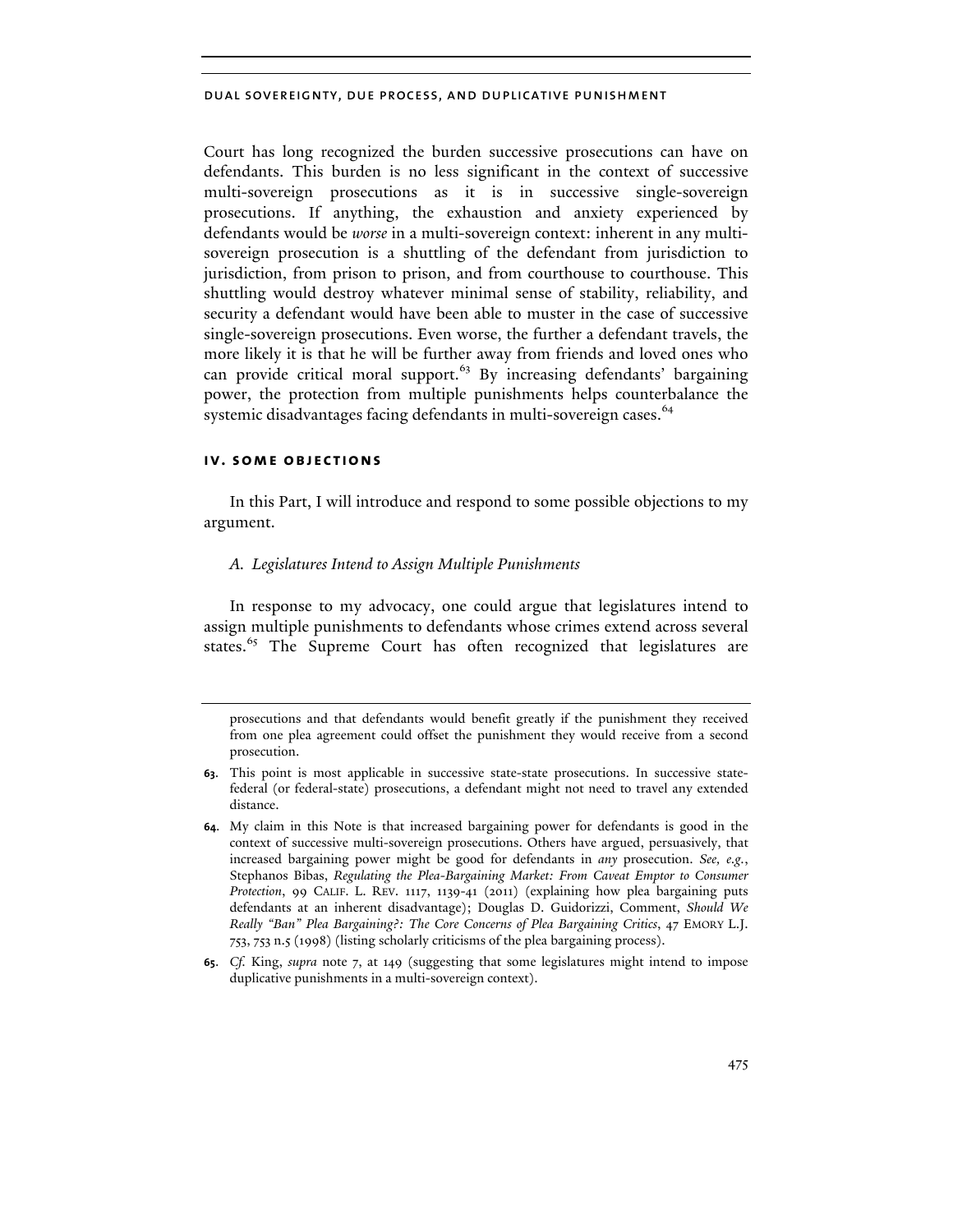Court has long recognized the burden successive prosecutions can have on defendants. This burden is no less significant in the context of successive multi-sovereign prosecutions as it is in successive single-sovereign prosecutions. If anything, the exhaustion and anxiety experienced by defendants would be *worse* in a multi-sovereign context: inherent in any multi-sovereign prosecution is a shuttling of the defendant from jurisdiction to jurisdiction, from prison to prison, and from courthouse to courthouse. This shuttling would destroy whatever minimal sense of stability, reliability, and security a defendant would have been able to muster in the case of successive single-sovereign prosecutions. Even worse, the further a defendant travels, the more likely it is that he will be further away from friends and loved ones who can provide critical moral support.[63] By increasing defendants' bargaining power, the protection from multiple punishments helps counterbalance the systemic disadvantages facing defendants in multi-sovereign cases.[64]

## IV. SOME OBJECTIONS

In this Part, I will introduce and respond to some possible objections to my argument.

### *A. Legislatures Intend to Assign Multiple Punishments*

In response to my advocacy, one could argue that legislatures intend to assign multiple punishments to defendants whose crimes extend across several states.[65] The Supreme Court has often recognized that legislatures are

---

prosecutions and that defendants would benefit greatly if the punishment they received from one plea agreement could offset the punishment they would receive from a second prosecution.

**63.** This point is most applicable in successive state-state prosecutions. In successive state-federal (or federal-state) prosecutions, a defendant might not need to travel any extended distance.

**64.** My claim in this Note is that increased bargaining power for defendants is good in the context of successive multi-sovereign prosecutions. Others have argued, persuasively, that increased bargaining power might be good for defendants in *any* prosecution. *See, e.g.*, Stephanos Bibas, *Regulating the Plea-Bargaining Market: From Caveat Emptor to Consumer Protection*, 99 CALIF. L. REV. 1117, 1139-41 (2011) (explaining how plea bargaining puts defendants at an inherent disadvantage); Douglas D. Guidorizzi, Comment, *Should We Really "Ban" Plea Bargaining?: The Core Concerns of Plea Bargaining Critics*, 47 EMORY L.J. 753, 753 n.5 (1998) (listing scholarly criticisms of the plea bargaining process).

**65.** *Cf.* King, *supra* note 7, at 149 (suggesting that some legislatures might intend to impose duplicative punishments in a multi-sovereign context).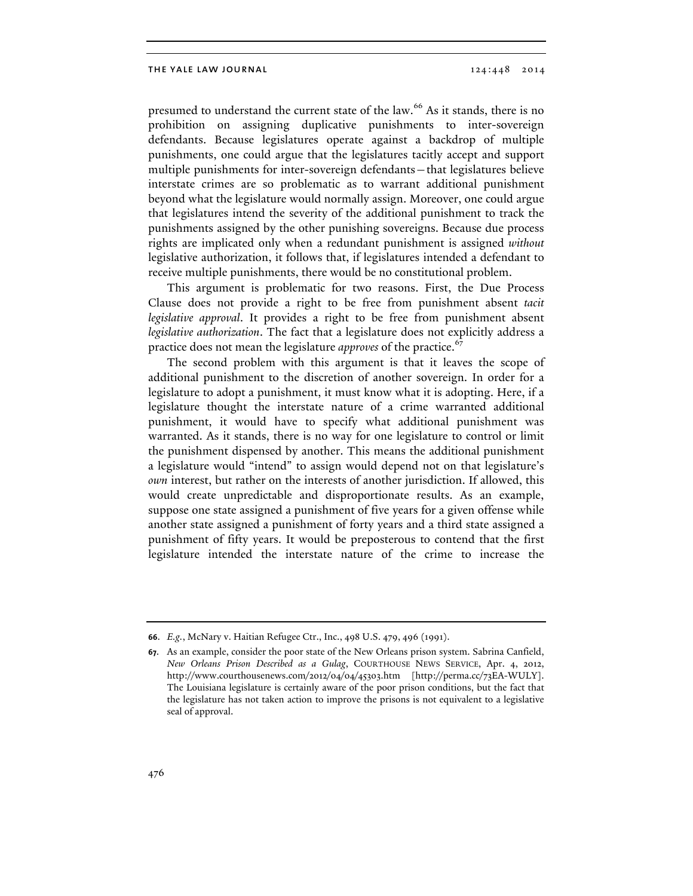presumed to understand the current state of the law.[66] As it stands, there is no prohibition on assigning duplicative punishments to inter-sovereign defendants. Because legislatures operate against a backdrop of multiple punishments, one could argue that the legislatures tacitly accept and support multiple punishments for inter-sovereign defendants—that legislatures believe interstate crimes are so problematic as to warrant additional punishment beyond what the legislature would normally assign. Moreover, one could argue that legislatures intend the severity of the additional punishment to track the punishments assigned by the other punishing sovereigns. Because due process rights are implicated only when a redundant punishment is assigned *without* legislative authorization, it follows that, if legislatures intended a defendant to receive multiple punishments, there would be no constitutional problem.

This argument is problematic for two reasons. First, the Due Process Clause does not provide a right to be free from punishment absent *tacit legislative approval*. It provides a right to be free from punishment absent *legislative authorization*. The fact that a legislature does not explicitly address a practice does not mean the legislature *approves* of the practice.[67]

The second problem with this argument is that it leaves the scope of additional punishment to the discretion of another sovereign. In order for a legislature to adopt a punishment, it must know what it is adopting. Here, if a legislature thought the interstate nature of a crime warranted additional punishment, it would have to specify what additional punishment was warranted. As it stands, there is no way for one legislature to control or limit the punishment dispensed by another. This means the additional punishment a legislature would "intend" to assign would depend not on that legislature's *own* interest, but rather on the interests of another jurisdiction. If allowed, this would create unpredictable and disproportionate results. As an example, suppose one state assigned a punishment of five years for a given offense while another state assigned a punishment of forty years and a third state assigned a punishment of fifty years. It would be preposterous to contend that the first legislature intended the interstate nature of the crime to increase the

---

**66.** *E.g.*, McNary v. Haitian Refugee Ctr., Inc., 498 U.S. 479, 496 (1991).

**67.** As an example, consider the poor state of the New Orleans prison system. Sabrina Canfield, *New Orleans Prison Described as a Gulag*, COURTHOUSE NEWS SERVICE, Apr. 4, 2012, http://www.courthousenews.com/2012/04/04/45303.htm [http://perma.cc/73EA-WULY]. The Louisiana legislature is certainly aware of the poor prison conditions, but the fact that the legislature has not taken action to improve the prisons is not equivalent to a legislative seal of approval.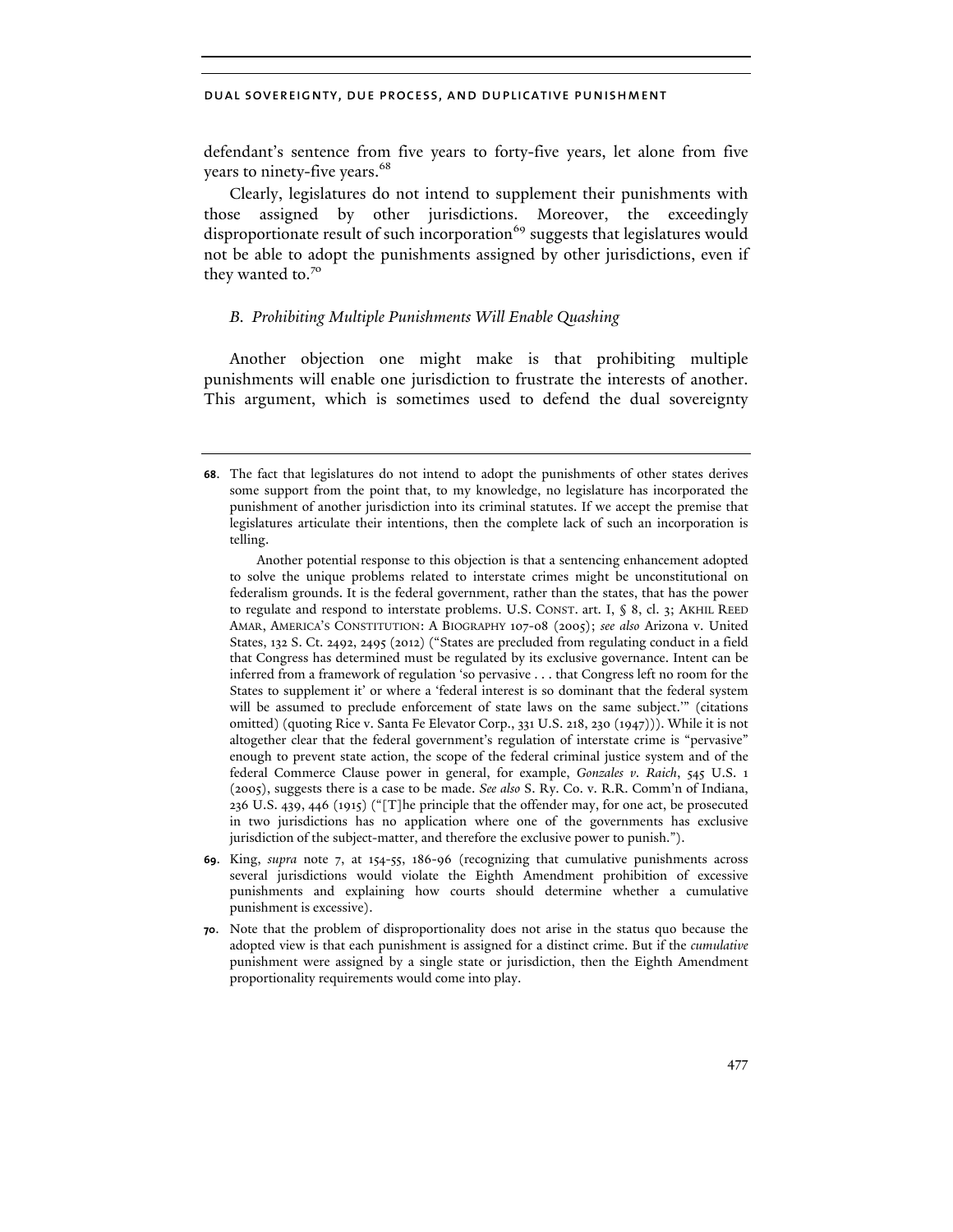defendant's sentence from five years to forty-five years, let alone from five years to ninety-five years.[68]

Clearly, legislatures do not intend to supplement their punishments with those assigned by other jurisdictions. Moreover, the exceedingly disproportionate result of such incorporation[69] suggests that legislatures would not be able to adopt the punishments assigned by other jurisdictions, even if they wanted to.[70]

### *B. Prohibiting Multiple Punishments Will Enable Quashing*

Another objection one might make is that prohibiting multiple punishments will enable one jurisdiction to frustrate the interests of another. This argument, which is sometimes used to defend the dual sovereignty

---

**68.** The fact that legislatures do not intend to adopt the punishments of other states derives some support from the point that, to my knowledge, no legislature has incorporated the punishment of another jurisdiction into its criminal statutes. If we accept the premise that legislatures articulate their intentions, then the complete lack of such an incorporation is telling.

Another potential response to this objection is that a sentencing enhancement adopted to solve the unique problems related to interstate crimes might be unconstitutional on federalism grounds. It is the federal government, rather than the states, that has the power to regulate and respond to interstate problems. U.S. CONST. art. I, § 8, cl. 3; AKHIL REED AMAR, AMERICA'S CONSTITUTION: A BIOGRAPHY 107-08 (2005); *see also* Arizona v. United States, 132 S. Ct. 2492, 2495 (2012) ("States are precluded from regulating conduct in a field that Congress has determined must be regulated by its exclusive governance. Intent can be inferred from a framework of regulation 'so pervasive . . . that Congress left no room for the States to supplement it' or where a 'federal interest is so dominant that the federal system will be assumed to preclude enforcement of state laws on the same subject.'" (citations omitted) (quoting Rice v. Santa Fe Elevator Corp., 331 U.S. 218, 230 (1947))). While it is not altogether clear that the federal government's regulation of interstate crime is "pervasive" enough to prevent state action, the scope of the federal criminal justice system and of the federal Commerce Clause power in general, for example, *Gonzales v. Raich*, 545 U.S. 1 (2005), suggests there is a case to be made. *See also* S. Ry. Co. v. R.R. Comm'n of Indiana, 236 U.S. 439, 446 (1915) ("[T]he principle that the offender may, for one act, be prosecuted in two jurisdictions has no application where one of the governments has exclusive jurisdiction of the subject-matter, and therefore the exclusive power to punish.").

**69.** King, *supra* note 7, at 154-55, 186-96 (recognizing that cumulative punishments across several jurisdictions would violate the Eighth Amendment prohibition of excessive punishments and explaining how courts should determine whether a cumulative punishment is excessive).

**70.** Note that the problem of disproportionality does not arise in the status quo because the adopted view is that each punishment is assigned for a distinct crime. But if the *cumulative* punishment were assigned by a single state or jurisdiction, then the Eighth Amendment proportionality requirements would come into play.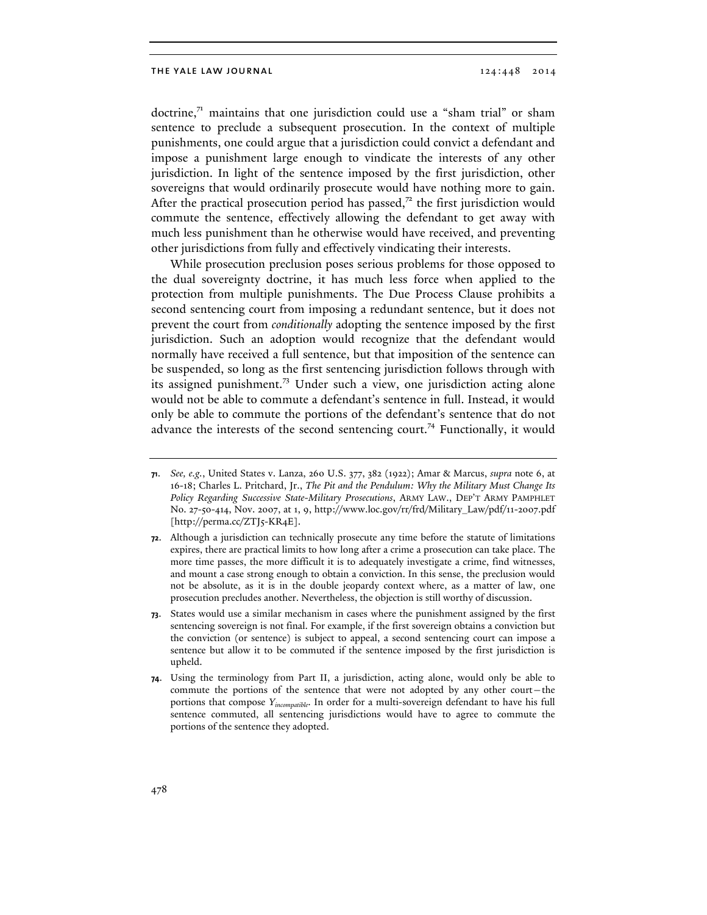doctrine,[71] maintains that one jurisdiction could use a "sham trial" or sham sentence to preclude a subsequent prosecution. In the context of multiple punishments, one could argue that a jurisdiction could convict a defendant and impose a punishment large enough to vindicate the interests of any other jurisdiction. In light of the sentence imposed by the first jurisdiction, other sovereigns that would ordinarily prosecute would have nothing more to gain. After the practical prosecution period has passed,[72] the first jurisdiction would commute the sentence, effectively allowing the defendant to get away with much less punishment than he otherwise would have received, and preventing other jurisdictions from fully and effectively vindicating their interests.

While prosecution preclusion poses serious problems for those opposed to the dual sovereignty doctrine, it has much less force when applied to the protection from multiple punishments. The Due Process Clause prohibits a second sentencing court from imposing a redundant sentence, but it does not prevent the court from *conditionally* adopting the sentence imposed by the first jurisdiction. Such an adoption would recognize that the defendant would normally have received a full sentence, but that imposition of the sentence can be suspended, so long as the first sentencing jurisdiction follows through with its assigned punishment.[73] Under such a view, one jurisdiction acting alone would not be able to commute a defendant's sentence in full. Instead, it would only be able to commute the portions of the defendant's sentence that do not advance the interests of the second sentencing court.[74] Functionally, it would

---

71. *See, e.g.*, United States v. Lanza, 260 U.S. 377, 382 (1922); Amar & Marcus, *supra* note 6, at 16-18; Charles L. Pritchard, Jr., *The Pit and the Pendulum: Why the Military Must Change Its Policy Regarding Successive State-Military Prosecutions*, ARMY LAW., DEP'T ARMY PAMPHLET No. 27-50-414, Nov. 2007, at 1, 9, http://www.loc.gov/rr/frd/Military_Law/pdf/11-2007.pdf [http://perma.cc/ZTJ5-KR4E].

72. Although a jurisdiction can technically prosecute any time before the statute of limitations expires, there are practical limits to how long after a crime a prosecution can take place. The more time passes, the more difficult it is to adequately investigate a crime, find witnesses, and mount a case strong enough to obtain a conviction. In this sense, the preclusion would not be absolute, as it is in the double jeopardy context where, as a matter of law, one prosecution precludes another. Nevertheless, the objection is still worthy of discussion.

73. States would use a similar mechanism in cases where the punishment assigned by the first sentencing sovereign is not final. For example, if the first sovereign obtains a conviction but the conviction (or sentence) is subject to appeal, a second sentencing court can impose a sentence but allow it to be commuted if the sentence imposed by the first jurisdiction is upheld.

74. Using the terminology from Part II, a jurisdiction, acting alone, would only be able to commute the portions of the sentence that were not adopted by any other court—the portions that compose $Y_{incompatible}$. In order for a multi-sovereign defendant to have his full sentence commuted, all sentencing jurisdictions would have to agree to commute the portions of the sentence they adopted.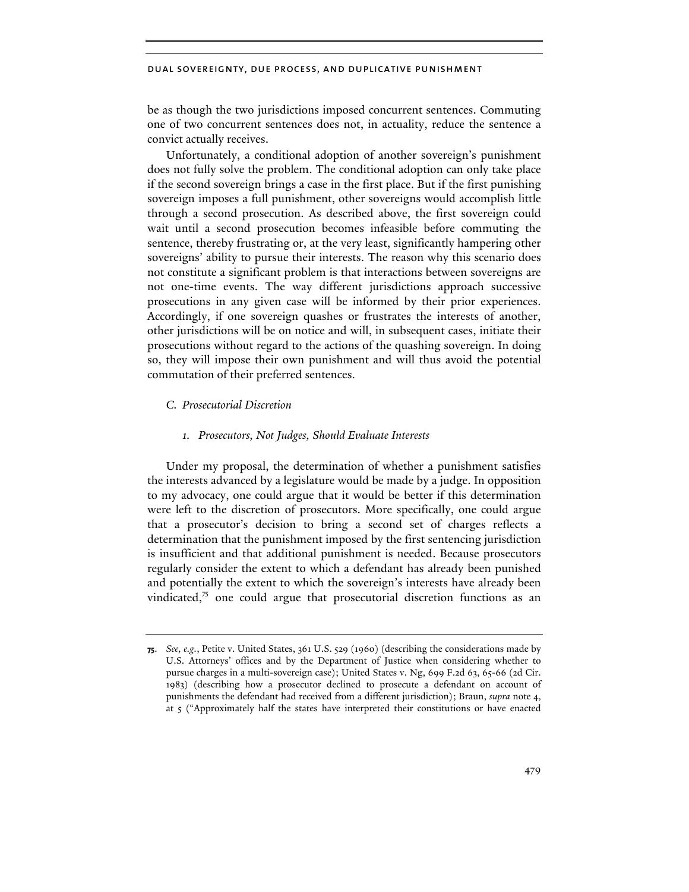be as though the two jurisdictions imposed concurrent sentences. Commuting one of two concurrent sentences does not, in actuality, reduce the sentence a convict actually receives.

Unfortunately, a conditional adoption of another sovereign's punishment does not fully solve the problem. The conditional adoption can only take place if the second sovereign brings a case in the first place. But if the first punishing sovereign imposes a full punishment, other sovereigns would accomplish little through a second prosecution. As described above, the first sovereign could wait until a second prosecution becomes infeasible before commuting the sentence, thereby frustrating or, at the very least, significantly hampering other sovereigns' ability to pursue their interests. The reason why this scenario does not constitute a significant problem is that interactions between sovereigns are not one-time events. The way different jurisdictions approach successive prosecutions in any given case will be informed by their prior experiences. Accordingly, if one sovereign quashes or frustrates the interests of another, other jurisdictions will be on notice and will, in subsequent cases, initiate their prosecutions without regard to the actions of the quashing sovereign. In doing so, they will impose their own punishment and will thus avoid the potential commutation of their preferred sentences.

### *C. Prosecutorial Discretion*

#### *1. Prosecutors, Not Judges, Should Evaluate Interests*

Under my proposal, the determination of whether a punishment satisfies the interests advanced by a legislature would be made by a judge. In opposition to my advocacy, one could argue that it would be better if this determination were left to the discretion of prosecutors. More specifically, one could argue that a prosecutor's decision to bring a second set of charges reflects a determination that the punishment imposed by the first sentencing jurisdiction is insufficient and that additional punishment is needed. Because prosecutors regularly consider the extent to which a defendant has already been punished and potentially the extent to which the sovereign's interests have already been vindicated,[75] one could argue that prosecutorial discretion functions as an

---

**75.** *See, e.g.*, Petite v. United States, 361 U.S. 529 (1960) (describing the considerations made by U.S. Attorneys' offices and by the Department of Justice when considering whether to pursue charges in a multi-sovereign case); United States v. Ng, 699 F.2d 63, 65-66 (2d Cir. 1983) (describing how a prosecutor declined to prosecute a defendant on account of punishments the defendant had received from a different jurisdiction); Braun, *supra* note 4, at 5 ("Approximately half the states have interpreted their constitutions or have enacted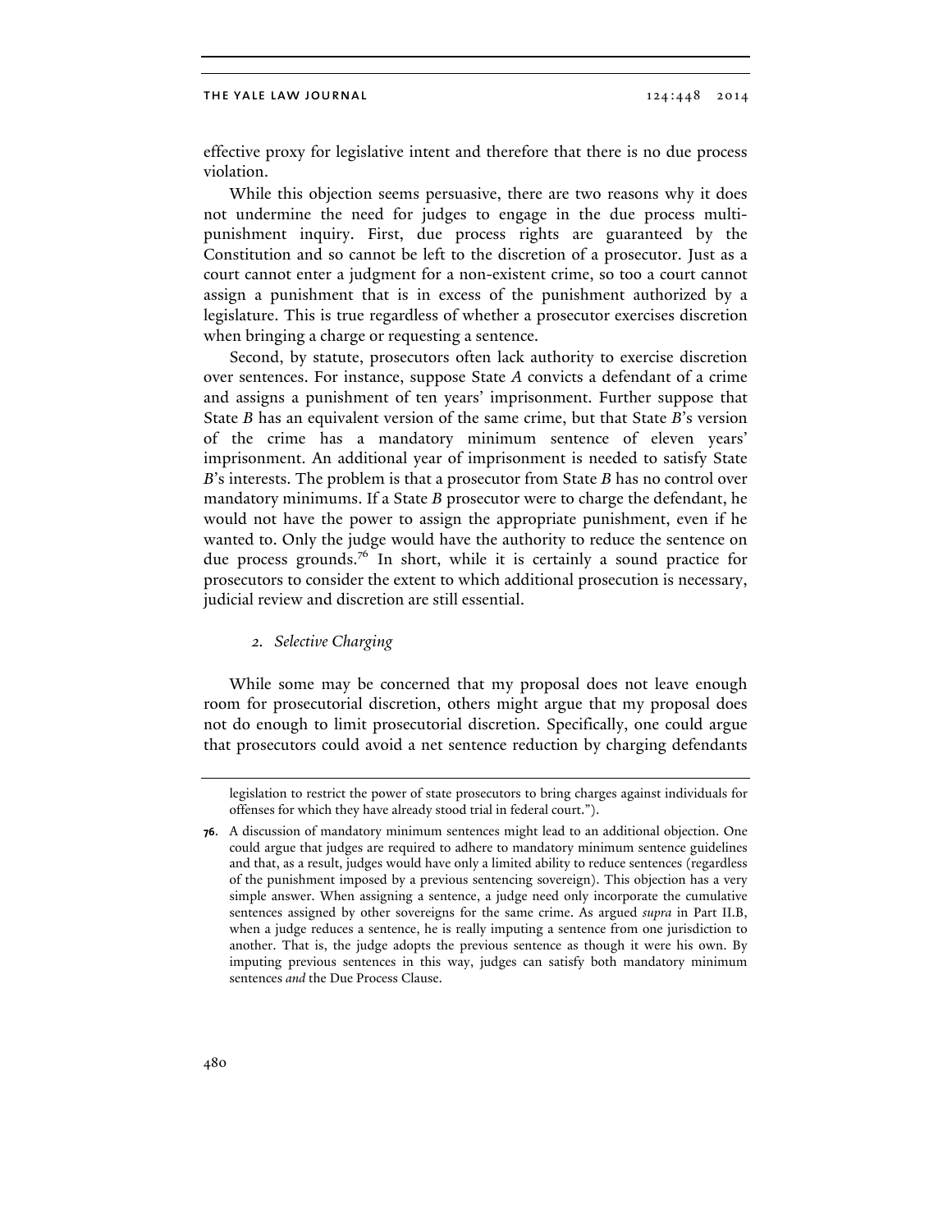effective proxy for legislative intent and therefore that there is no due process violation.

While this objection seems persuasive, there are two reasons why it does not undermine the need for judges to engage in the due process multi-punishment inquiry. First, due process rights are guaranteed by the Constitution and so cannot be left to the discretion of a prosecutor. Just as a court cannot enter a judgment for a non-existent crime, so too a court cannot assign a punishment that is in excess of the punishment authorized by a legislature. This is true regardless of whether a prosecutor exercises discretion when bringing a charge or requesting a sentence.

Second, by statute, prosecutors often lack authority to exercise discretion over sentences. For instance, suppose State *A* convicts a defendant of a crime and assigns a punishment of ten years' imprisonment. Further suppose that State *B* has an equivalent version of the same crime, but that State *B*'s version of the crime has a mandatory minimum sentence of eleven years' imprisonment. An additional year of imprisonment is needed to satisfy State *B*'s interests. The problem is that a prosecutor from State *B* has no control over mandatory minimums. If a State *B* prosecutor were to charge the defendant, he would not have the power to assign the appropriate punishment, even if he wanted to. Only the judge would have the authority to reduce the sentence on due process grounds.[76] In short, while it is certainly a sound practice for prosecutors to consider the extent to which additional prosecution is necessary, judicial review and discretion are still essential.

### 2. *Selective Charging*

While some may be concerned that my proposal does not leave enough room for prosecutorial discretion, others might argue that my proposal does not do enough to limit prosecutorial discretion. Specifically, one could argue that prosecutors could avoid a net sentence reduction by charging defendants

legislation to restrict the power of state prosecutors to bring charges against individuals for offenses for which they have already stood trial in federal court.").

**76.** A discussion of mandatory minimum sentences might lead to an additional objection. One could argue that judges are required to adhere to mandatory minimum sentence guidelines and that, as a result, judges would have only a limited ability to reduce sentences (regardless of the punishment imposed by a previous sentencing sovereign). This objection has a very simple answer. When assigning a sentence, a judge need only incorporate the cumulative sentences assigned by other sovereigns for the same crime. As argued *supra* in Part II.B, when a judge reduces a sentence, he is really imputing a sentence from one jurisdiction to another. That is, the judge adopts the previous sentence as though it were his own. By imputing previous sentences in this way, judges can satisfy both mandatory minimum sentences *and* the Due Process Clause.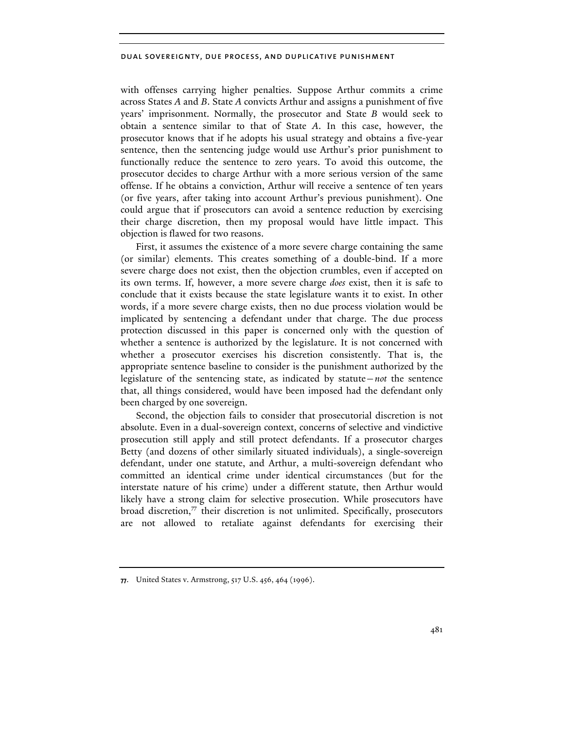with offenses carrying higher penalties. Suppose Arthur commits a crime across States *A* and *B*. State *A* convicts Arthur and assigns a punishment of five years' imprisonment. Normally, the prosecutor and State *B* would seek to obtain a sentence similar to that of State *A*. In this case, however, the prosecutor knows that if he adopts his usual strategy and obtains a five-year sentence, then the sentencing judge would use Arthur's prior punishment to functionally reduce the sentence to zero years. To avoid this outcome, the prosecutor decides to charge Arthur with a more serious version of the same offense. If he obtains a conviction, Arthur will receive a sentence of ten years (or five years, after taking into account Arthur's previous punishment). One could argue that if prosecutors can avoid a sentence reduction by exercising their charge discretion, then my proposal would have little impact. This objection is flawed for two reasons.

First, it assumes the existence of a more severe charge containing the same (or similar) elements. This creates something of a double-bind. If a more severe charge does not exist, then the objection crumbles, even if accepted on its own terms. If, however, a more severe charge *does* exist, then it is safe to conclude that it exists because the state legislature wants it to exist. In other words, if a more severe charge exists, then no due process violation would be implicated by sentencing a defendant under that charge. The due process protection discussed in this paper is concerned only with the question of whether a sentence is authorized by the legislature. It is not concerned with whether a prosecutor exercises his discretion consistently. That is, the appropriate sentence baseline to consider is the punishment authorized by the legislature of the sentencing state, as indicated by statute—*not* the sentence that, all things considered, would have been imposed had the defendant only been charged by one sovereign.

Second, the objection fails to consider that prosecutorial discretion is not absolute. Even in a dual-sovereign context, concerns of selective and vindictive prosecution still apply and still protect defendants. If a prosecutor charges Betty (and dozens of other similarly situated individuals), a single-sovereign defendant, under one statute, and Arthur, a multi-sovereign defendant who committed an identical crime under identical circumstances (but for the interstate nature of his crime) under a different statute, then Arthur would likely have a strong claim for selective prosecution. While prosecutors have broad discretion,[77] their discretion is not unlimited. Specifically, prosecutors are not allowed to retaliate against defendants for exercising their

---

**77.** United States v. Armstrong, 517 U.S. 456, 464 (1996).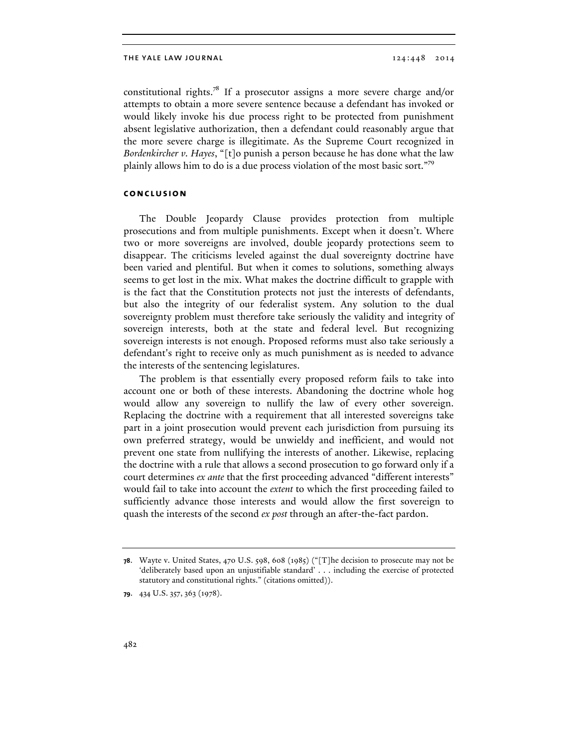constitutional rights.[78] If a prosecutor assigns a more severe charge and/or attempts to obtain a more severe sentence because a defendant has invoked or would likely invoke his due process right to be protected from punishment absent legislative authorization, then a defendant could reasonably argue that the more severe charge is illegitimate. As the Supreme Court recognized in *Bordenkircher v. Hayes*, "[t]o punish a person because he has done what the law plainly allows him to do is a due process violation of the most basic sort."[79]

## CONCLUSION

The Double Jeopardy Clause provides protection from multiple prosecutions and from multiple punishments. Except when it doesn't. Where two or more sovereigns are involved, double jeopardy protections seem to disappear. The criticisms leveled against the dual sovereignty doctrine have been varied and plentiful. But when it comes to solutions, something always seems to get lost in the mix. What makes the doctrine difficult to grapple with is the fact that the Constitution protects not just the interests of defendants, but also the integrity of our federalist system. Any solution to the dual sovereignty problem must therefore take seriously the validity and integrity of sovereign interests, both at the state and federal level. But recognizing sovereign interests is not enough. Proposed reforms must also take seriously a defendant's right to receive only as much punishment as is needed to advance the interests of the sentencing legislatures.

The problem is that essentially every proposed reform fails to take into account one or both of these interests. Abandoning the doctrine whole hog would allow any sovereign to nullify the law of every other sovereign. Replacing the doctrine with a requirement that all interested sovereigns take part in a joint prosecution would prevent each jurisdiction from pursuing its own preferred strategy, would be unwieldy and inefficient, and would not prevent one state from nullifying the interests of another. Likewise, replacing the doctrine with a rule that allows a second prosecution to go forward only if a court determines *ex ante* that the first proceeding advanced "different interests" would fail to take into account the *extent* to which the first proceeding failed to sufficiently advance those interests and would allow the first sovereign to quash the interests of the second *ex post* through an after-the-fact pardon.

---

**78.** Wayte v. United States, 470 U.S. 598, 608 (1985) ("[T]he decision to prosecute may not be 'deliberately based upon an unjustifiable standard' . . . including the exercise of protected statutory and constitutional rights." (citations omitted)).

**79.** 434 U.S. 357, 363 (1978).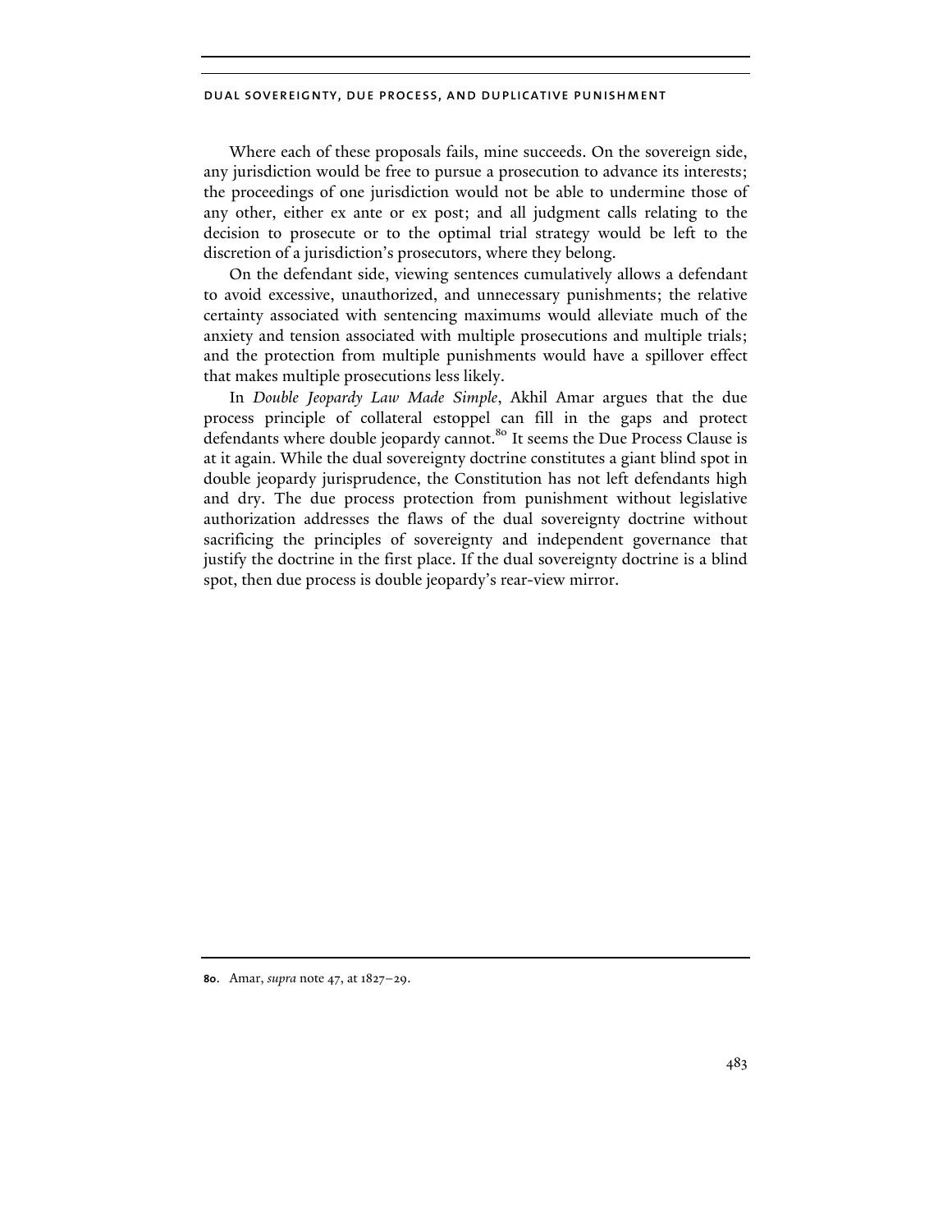Where each of these proposals fails, mine succeeds. On the sovereign side, any jurisdiction would be free to pursue a prosecution to advance its interests; the proceedings of one jurisdiction would not be able to undermine those of any other, either ex ante or ex post; and all judgment calls relating to the decision to prosecute or to the optimal trial strategy would be left to the discretion of a jurisdiction's prosecutors, where they belong.

On the defendant side, viewing sentences cumulatively allows a defendant to avoid excessive, unauthorized, and unnecessary punishments; the relative certainty associated with sentencing maximums would alleviate much of the anxiety and tension associated with multiple prosecutions and multiple trials; and the protection from multiple punishments would have a spillover effect that makes multiple prosecutions less likely.

In *Double Jeopardy Law Made Simple*, Akhil Amar argues that the due process principle of collateral estoppel can fill in the gaps and protect defendants where double jeopardy cannot.[80] It seems the Due Process Clause is at it again. While the dual sovereignty doctrine constitutes a giant blind spot in double jeopardy jurisprudence, the Constitution has not left defendants high and dry. The due process protection from punishment without legislative authorization addresses the flaws of the dual sovereignty doctrine without sacrificing the principles of sovereignty and independent governance that justify the doctrine in the first place. If the dual sovereignty doctrine is a blind spot, then due process is double jeopardy's rear-view mirror.

---

**80.** Amar, *supra* note 47, at 1827–29.